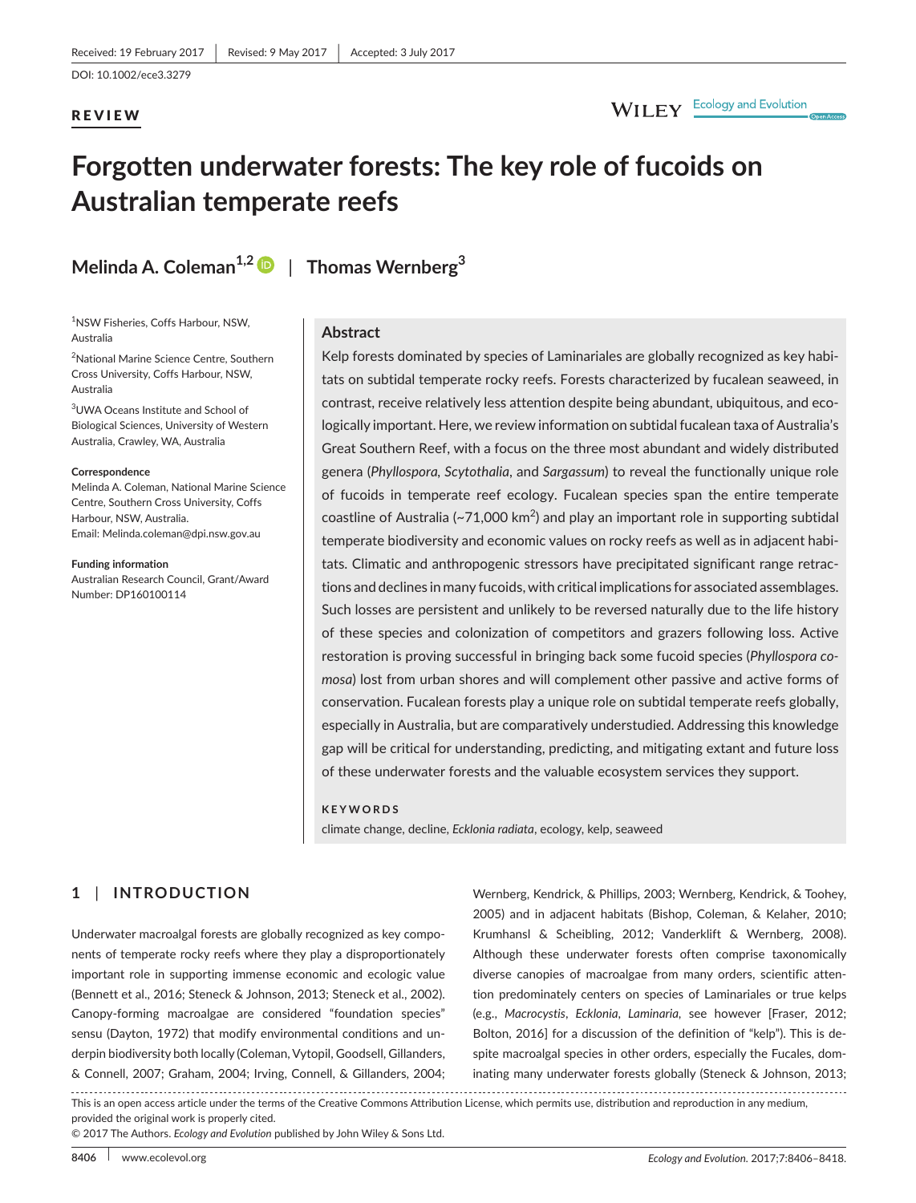Received: 19 February 2017 | Revised: 9 May 2017 | Accepted: 3 July 2017

DOI: 10.1002/ece3.3279

**REVIEW**

# Forgotten underwater forests: The key role of fucoids on Australian temperate reefs

**Melinda A. Coleman**[1,2] | **Thomas Wernberg**[3]

[1]NSW Fisheries, Coffs Harbour, NSW, Australia

[2]National Marine Science Centre, Southern Cross University, Coffs Harbour, NSW, Australia

[3]UWA Oceans Institute and School of Biological Sciences, University of Western Australia, Crawley, WA, Australia

**Correspondence**
Melinda A. Coleman, National Marine Science Centre, Southern Cross University, Coffs Harbour, NSW, Australia.
Email: Melinda.coleman@dpi.nsw.gov.au

**Funding information**
Australian Research Council, Grant/Award Number: DP160100114

## Abstract

Kelp forests dominated by species of Laminariales are globally recognized as key habitats on subtidal temperate rocky reefs. Forests characterized by fucalean seaweed, in contrast, receive relatively less attention despite being abundant, ubiquitous, and ecologically important. Here, we review information on subtidal fucalean taxa of Australia's Great Southern Reef, with a focus on the three most abundant and widely distributed genera (*Phyllospora*, *Scytothalia*, and *Sargassum*) to reveal the functionally unique role of fucoids in temperate reef ecology. Fucalean species span the entire temperate coastline of Australia (~71,000 km$^2$) and play an important role in supporting subtidal temperate biodiversity and economic values on rocky reefs as well as in adjacent habitats. Climatic and anthropogenic stressors have precipitated significant range retractions and declines in many fucoids, with critical implications for associated assemblages. Such losses are persistent and unlikely to be reversed naturally due to the life history of these species and colonization of competitors and grazers following loss. Active restoration is proving successful in bringing back some fucoid species (*Phyllospora comosa*) lost from urban shores and will complement other passive and active forms of conservation. Fucalean forests play a unique role on subtidal temperate reefs globally, especially in Australia, but are comparatively understudied. Addressing this knowledge gap will be critical for understanding, predicting, and mitigating extant and future loss of these underwater forests and the valuable ecosystem services they support.

**KEYWORDS**

climate change, decline, *Ecklonia radiata*, ecology, kelp, seaweed

## 1 | INTRODUCTION

Underwater macroalgal forests are globally recognized as key components of temperate rocky reefs where they play a disproportionately important role in supporting immense economic and ecologic value (Bennett et al., 2016; Steneck & Johnson, 2013; Steneck et al., 2002). Canopy-forming macroalgae are considered "foundation species" sensu (Dayton, 1972) that modify environmental conditions and underpin biodiversity both locally (Coleman, Vytopil, Goodsell, Gillanders, & Connell, 2007; Graham, 2004; Irving, Connell, & Gillanders, 2004; Wernberg, Kendrick, & Phillips, 2003; Wernberg, Kendrick, & Toohey, 2005) and in adjacent habitats (Bishop, Coleman, & Kelaher, 2010; Krumhansl & Scheibling, 2012; Vanderklift & Wernberg, 2008). Although these underwater forests often comprise taxonomically diverse canopies of macroalgae from many orders, scientific attention predominately centers on species of Laminariales or true kelps (e.g., *Macrocystis*, *Ecklonia*, *Laminaria*, see however [Fraser, 2012; Bolton, 2016] for a discussion of the definition of "kelp"). This is despite macroalgal species in other orders, especially the Fucales, dominating many underwater forests globally (Steneck & Johnson, 2013;

This is an open access article under the terms of the Creative Commons Attribution License, which permits use, distribution and reproduction in any medium, provided the original work is properly cited.
© 2017 The Authors. *Ecology and Evolution* published by John Wiley & Sons Ltd.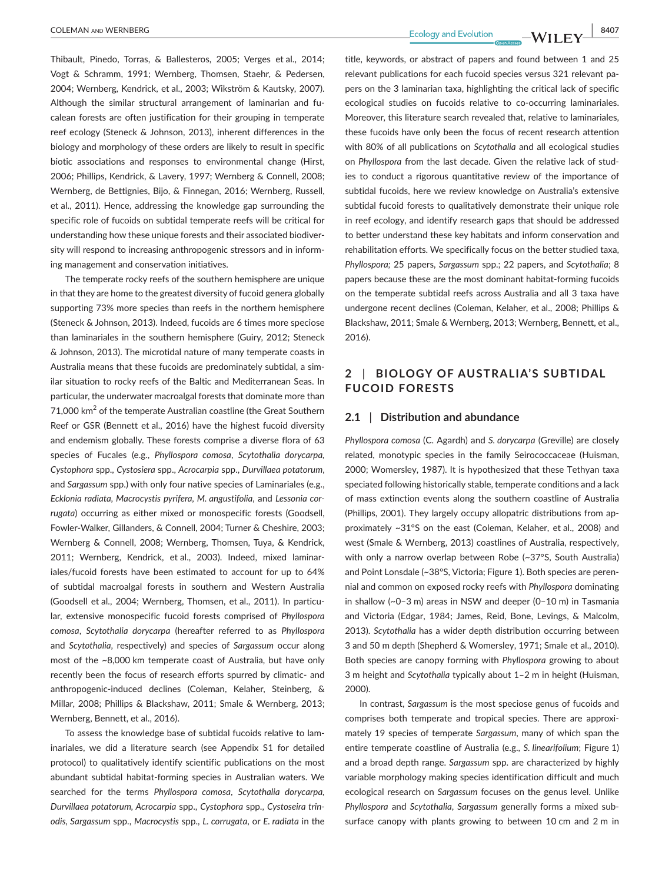Thibault, Pinedo, Torras, & Ballesteros, 2005; Verges et al., 2014; Vogt & Schramm, 1991; Wernberg, Thomsen, Staehr, & Pedersen, 2004; Wernberg, Kendrick, et al., 2003; Wikström & Kautsky, 2007). Although the similar structural arrangement of laminarian and fucalean forests are often justification for their grouping in temperate reef ecology (Steneck & Johnson, 2013), inherent differences in the biology and morphology of these orders are likely to result in specific biotic associations and responses to environmental change (Hirst, 2006; Phillips, Kendrick, & Lavery, 1997; Wernberg & Connell, 2008; Wernberg, de Bettignies, Bijo, & Finnegan, 2016; Wernberg, Russell, et al., 2011). Hence, addressing the knowledge gap surrounding the specific role of fucoids on subtidal temperate reefs will be critical for understanding how these unique forests and their associated biodiversity will respond to increasing anthropogenic stressors and in informing management and conservation initiatives.

The temperate rocky reefs of the southern hemisphere are unique in that they are home to the greatest diversity of fucoid genera globally supporting 73% more species than reefs in the northern hemisphere (Steneck & Johnson, 2013). Indeed, fucoids are 6 times more speciose than laminariales in the southern hemisphere (Guiry, 2012; Steneck & Johnson, 2013). The microtidal nature of many temperate coasts in Australia means that these fucoids are predominately subtidal, a similar situation to rocky reefs of the Baltic and Mediterranean Seas. In particular, the underwater macroalgal forests that dominate more than 71,000 km$^2$ of the temperate Australian coastline (the Great Southern Reef or GSR (Bennett et al., 2016) have the highest fucoid diversity and endemism globally. These forests comprise a diverse flora of 63 species of Fucales (e.g., *Phyllospora comosa*, *Scytothalia dorycarpa*, *Cystophora* spp., *Cystosiera* spp., *Acrocarpia* spp., *Durvillaea potatorum*, and *Sargassum* spp.) with only four native species of Laminariales (e.g., *Ecklonia radiata*, *Macrocystis pyrifera*, *M. angustifolia*, and *Lessonia corrugata*) occurring as either mixed or monospecific forests (Goodsell, Fowler-Walker, Gillanders, & Connell, 2004; Turner & Cheshire, 2003; Wernberg & Connell, 2008; Wernberg, Thomsen, Tuya, & Kendrick, 2011; Wernberg, Kendrick, et al., 2003). Indeed, mixed laminariales/fucoid forests have been estimated to account for up to 64% of subtidal macroalgal forests in southern and Western Australia (Goodsell et al., 2004; Wernberg, Thomsen, et al., 2011). In particular, extensive monospecific fucoid forests comprised of *Phyllospora comosa*, *Scytothalia dorycarpa* (hereafter referred to as *Phyllospora* and *Scytothalia*, respectively) and species of *Sargassum* occur along most of the ~8,000 km temperate coast of Australia, but have only recently been the focus of research efforts spurred by climatic- and anthropogenic-induced declines (Coleman, Kelaher, Steinberg, & Millar, 2008; Phillips & Blackshaw, 2011; Smale & Wernberg, 2013; Wernberg, Bennett, et al., 2016).

To assess the knowledge base of subtidal fucoids relative to laminariales, we did a literature search (see Appendix S1 for detailed protocol) to qualitatively identify scientific publications on the most abundant subtidal habitat-forming species in Australian waters. We searched for the terms *Phyllospora comosa*, *Scytothalia dorycarpa*, *Durvillaea potatorum*, *Acrocarpia* spp., *Cystophora* spp., *Cystoseira trinodis*, *Sargassum* spp., *Macrocystis* spp., *L. corrugata*, or *E. radiata* in the title, keywords, or abstract of papers and found between 1 and 25 relevant publications for each fucoid species versus 321 relevant papers on the 3 laminarian taxa, highlighting the critical lack of specific ecological studies on fucoids relative to co-occurring laminariales. Moreover, this literature search revealed that, relative to laminariales, these fucoids have only been the focus of recent research attention with 80% of all publications on *Scytothalia* and all ecological studies on *Phyllospora* from the last decade. Given the relative lack of studies to conduct a rigorous quantitative review of the importance of subtidal fucoids, here we review knowledge on Australia's extensive subtidal fucoid forests to qualitatively demonstrate their unique role in reef ecology, and identify research gaps that should be addressed to better understand these key habitats and inform conservation and rehabilitation efforts. We specifically focus on the better studied taxa, *Phyllospora*; 25 papers, *Sargassum* spp.; 22 papers, and *Scytothalia*; 8 papers because these are the most dominant habitat-forming fucoids on the temperate subtidal reefs across Australia and all 3 taxa have undergone recent declines (Coleman, Kelaher, et al., 2008; Phillips & Blackshaw, 2011; Smale & Wernberg, 2013; Wernberg, Bennett, et al., 2016).

## 2 | BIOLOGY OF AUSTRALIA'S SUBTIDAL FUCOID FORESTS

### 2.1 | Distribution and abundance

*Phyllospora comosa* (C. Agardh) and *S. dorycarpa* (Greville) are closely related, monotypic species in the family Seirococcaceae (Huisman, 2000; Womersley, 1987). It is hypothesized that these Tethyan taxa speciated following historically stable, temperate conditions and a lack of mass extinction events along the southern coastline of Australia (Phillips, 2001). They largely occupy allopatric distributions from approximately ~31°S on the east (Coleman, Kelaher, et al., 2008) and west (Smale & Wernberg, 2013) coastlines of Australia, respectively, with only a narrow overlap between Robe (~37°S, South Australia) and Point Lonsdale (~38°S, Victoria; Figure 1). Both species are perennial and common on exposed rocky reefs with *Phyllospora* dominating in shallow (~0–3 m) areas in NSW and deeper (0–10 m) in Tasmania and Victoria (Edgar, 1984; James, Reid, Bone, Levings, & Malcolm, 2013). *Scytothalia* has a wider depth distribution occurring between 3 and 50 m depth (Shepherd & Womersley, 1971; Smale et al., 2010). Both species are canopy forming with *Phyllospora* growing to about 3 m height and *Scytothalia* typically about 1–2 m in height (Huisman, 2000).

In contrast, *Sargassum* is the most speciose genus of fucoids and comprises both temperate and tropical species. There are approximately 19 species of temperate *Sargassum*, many of which span the entire temperate coastline of Australia (e.g., *S. linearifolium*; Figure 1) and a broad depth range. *Sargassum* spp. are characterized by highly variable morphology making species identification difficult and much ecological research on *Sargassum* focuses on the genus level. Unlike *Phyllospora* and *Scytothalia*, *Sargassum* generally forms a mixed subsurface canopy with plants growing to between 10 cm and 2 m in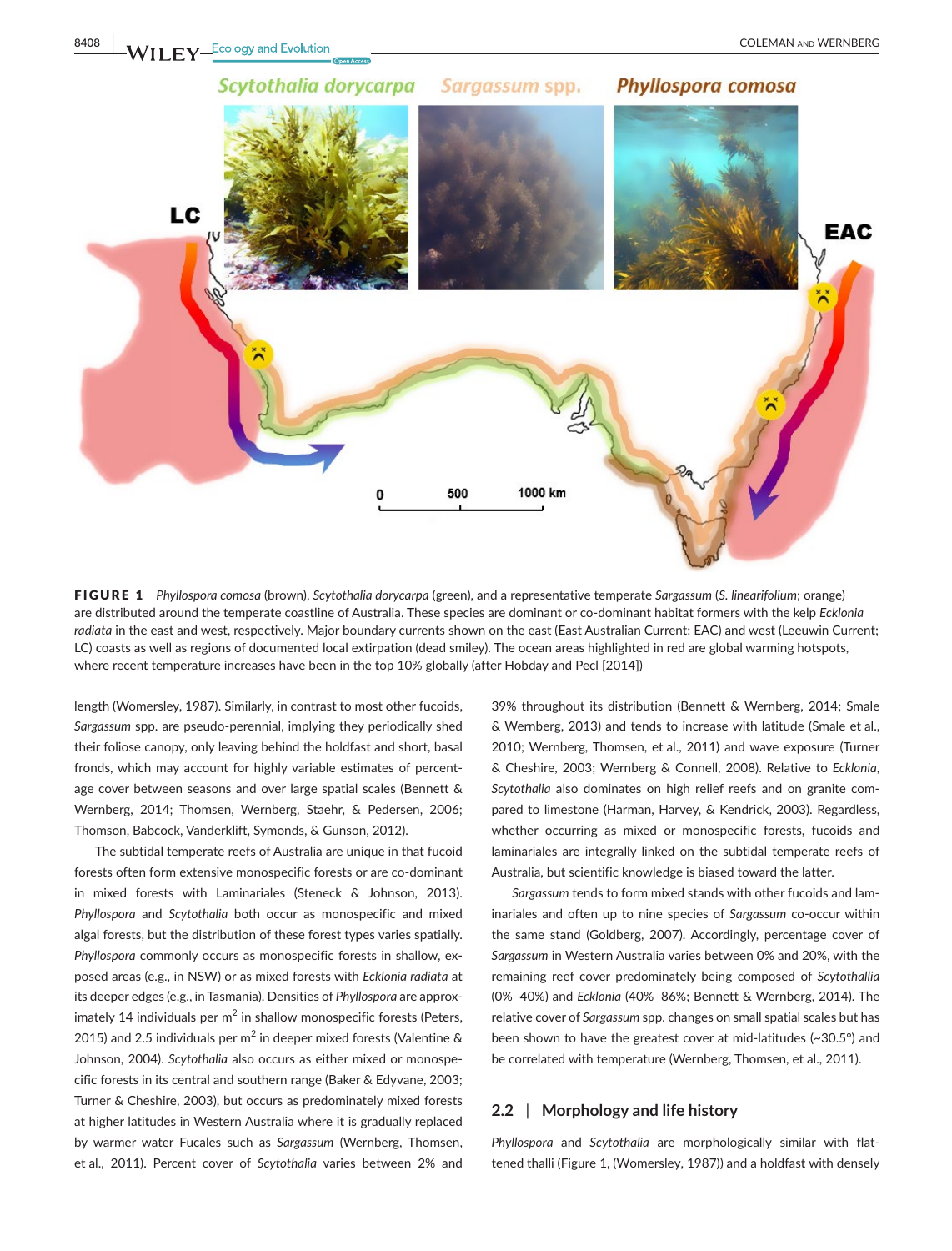**FIGURE 1** *Phyllospora comosa* (brown), *Scytothalia dorycarpa* (green), and a representative temperate *Sargassum* (*S. linearifolium*; orange) are distributed around the temperate coastline of Australia. These species are dominant or co-dominant habitat formers with the kelp *Ecklonia radiata* in the east and west, respectively. Major boundary currents shown on the east (East Australian Current; EAC) and west (Leeuwin Current; LC) coasts as well as regions of documented local extirpation (dead smiley). The ocean areas highlighted in red are global warming hotspots, where recent temperature increases have been in the top 10% globally (after Hobday and Pecl [2014])

length (Womersley, 1987). Similarly, in contrast to most other fucoids, *Sargassum* spp. are pseudo-perennial, implying they periodically shed their foliose canopy, only leaving behind the holdfast and short, basal fronds, which may account for highly variable estimates of percentage cover between seasons and over large spatial scales (Bennett & Wernberg, 2014; Thomsen, Wernberg, Staehr, & Pedersen, 2006; Thomson, Babcock, Vanderklift, Symonds, & Gunson, 2012).

The subtidal temperate reefs of Australia are unique in that fucoid forests often form extensive monospecific forests or are co-dominant in mixed forests with Laminariales (Steneck & Johnson, 2013). *Phyllospora* and *Scytothalia* both occur as monospecific and mixed algal forests, but the distribution of these forest types varies spatially. *Phyllospora* commonly occurs as monospecific forests in shallow, exposed areas (e.g., in NSW) or as mixed forests with *Ecklonia radiata* at its deeper edges (e.g., in Tasmania). Densities of *Phyllospora* are approximately 14 individuals per m$^2$ in shallow monospecific forests (Peters, 2015) and 2.5 individuals per m$^2$ in deeper mixed forests (Valentine & Johnson, 2004). *Scytothalia* also occurs as either mixed or monospecific forests in its central and southern range (Baker & Edyvane, 2003; Turner & Cheshire, 2003), but occurs as predominately mixed forests at higher latitudes in Western Australia where it is gradually replaced by warmer water Fucales such as *Sargassum* (Wernberg, Thomsen, et al., 2011). Percent cover of *Scytothalia* varies between 2% and 39% throughout its distribution (Bennett & Wernberg, 2014; Smale & Wernberg, 2013) and tends to increase with latitude (Smale et al., 2010; Wernberg, Thomsen, et al., 2011) and wave exposure (Turner & Cheshire, 2003; Wernberg & Connell, 2008). Relative to *Ecklonia*, *Scytothalia* also dominates on high relief reefs and on granite compared to limestone (Harman, Harvey, & Kendrick, 2003). Regardless, whether occurring as mixed or monospecific forests, fucoids and laminariales are integrally linked on the subtidal temperate reefs of Australia, but scientific knowledge is biased toward the latter.

*Sargassum* tends to form mixed stands with other fucoids and laminariales and often up to nine species of *Sargassum* co-occur within the same stand (Goldberg, 2007). Accordingly, percentage cover of *Sargassum* in Western Australia varies between 0% and 20%, with the remaining reef cover predominately being composed of *Scytothallia* (0%–40%) and *Ecklonia* (40%–86%; Bennett & Wernberg, 2014). The relative cover of *Sargassum* spp. changes on small spatial scales but has been shown to have the greatest cover at mid-latitudes (~30.5°) and be correlated with temperature (Wernberg, Thomsen, et al., 2011).

## 2.2 | Morphology and life history

*Phyllospora* and *Scytothalia* are morphologically similar with flattened thalli (Figure 1, (Womersley, 1987)) and a holdfast with densely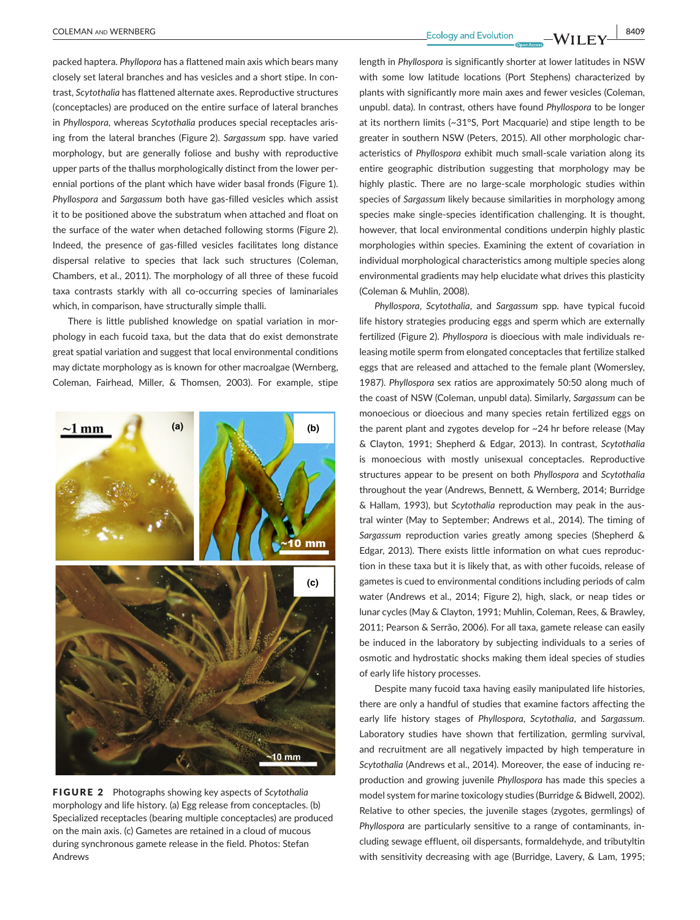packed haptera. *Phyllopora* has a flattened main axis which bears many closely set lateral branches and has vesicles and a short stipe. In contrast, *Scytothalia* has flattened alternate axes. Reproductive structures (conceptacles) are produced on the entire surface of lateral branches in *Phyllospora*, whereas *Scytothalia* produces special receptacles arising from the lateral branches (Figure 2). *Sargassum* spp. have varied morphology, but are generally foliose and bushy with reproductive upper parts of the thallus morphologically distinct from the lower perennial portions of the plant which have wider basal fronds (Figure 1). *Phyllospora* and *Sargassum* both have gas-filled vesicles which assist it to be positioned above the substratum when attached and float on the surface of the water when detached following storms (Figure 2). Indeed, the presence of gas-filled vesicles facilitates long distance dispersal relative to species that lack such structures (Coleman, Chambers, et al., 2011). The morphology of all three of these fucoid taxa contrasts starkly with all co-occurring species of laminariales which, in comparison, have structurally simple thalli.

There is little published knowledge on spatial variation in morphology in each fucoid taxa, but the data that do exist demonstrate great spatial variation and suggest that local environmental conditions may dictate morphology as is known for other macroalgae (Wernberg, Coleman, Fairhead, Miller, & Thomsen, 2003). For example, stipe length in *Phyllospora* is significantly shorter at lower latitudes in NSW with some low latitude locations (Port Stephens) characterized by plants with significantly more main axes and fewer vesicles (Coleman, unpubl. data). In contrast, others have found *Phyllospora* to be longer at its northern limits (~31°S, Port Macquarie) and stipe length to be greater in southern NSW (Peters, 2015). All other morphologic characteristics of *Phyllospora* exhibit much small-scale variation along its entire geographic distribution suggesting that morphology may be highly plastic. There are no large-scale morphologic studies within species of *Sargassum* likely because similarities in morphology among species make single-species identification challenging. It is thought, however, that local environmental conditions underpin highly plastic morphologies within species. Examining the extent of covariation in individual morphological characteristics among multiple species along environmental gradients may help elucidate what drives this plasticity (Coleman & Muhlin, 2008).

**FIGURE 2** Photographs showing key aspects of *Scytothalia* morphology and life history. (a) Egg release from conceptacles. (b) Specialized receptacles (bearing multiple conceptacles) are produced on the main axis. (c) Gametes are retained in a cloud of mucous during synchronous gamete release in the field. Photos: Stefan Andrews

*Phyllospora*, *Scytothalia*, and *Sargassum* spp. have typical fucoid life history strategies producing eggs and sperm which are externally fertilized (Figure 2). *Phyllospora* is dioecious with male individuals releasing motile sperm from elongated conceptacles that fertilize stalked eggs that are released and attached to the female plant (Womersley, 1987). *Phyllospora* sex ratios are approximately 50:50 along much of the coast of NSW (Coleman, unpubl data). Similarly, *Sargassum* can be monoecious or dioecious and many species retain fertilized eggs on the parent plant and zygotes develop for ~24 hr before release (May & Clayton, 1991; Shepherd & Edgar, 2013). In contrast, *Scytothalia* is monoecious with mostly unisexual conceptacles. Reproductive structures appear to be present on both *Phyllospora* and *Scytothalia* throughout the year (Andrews, Bennett, & Wernberg, 2014; Burridge & Hallam, 1993), but *Scytothalia* reproduction may peak in the austral winter (May to September; Andrews et al., 2014). The timing of *Sargassum* reproduction varies greatly among species (Shepherd & Edgar, 2013). There exists little information on what cues reproduction in these taxa but it is likely that, as with other fucoids, release of gametes is cued to environmental conditions including periods of calm water (Andrews et al., 2014; Figure 2), high, slack, or neap tides or lunar cycles (May & Clayton, 1991; Muhlin, Coleman, Rees, & Brawley, 2011; Pearson & Serrão, 2006). For all taxa, gamete release can easily be induced in the laboratory by subjecting individuals to a series of osmotic and hydrostatic shocks making them ideal species of studies of early life history processes.

Despite many fucoid taxa having easily manipulated life histories, there are only a handful of studies that examine factors affecting the early life history stages of *Phyllospora*, *Scytothalia*, and *Sargassum*. Laboratory studies have shown that fertilization, germling survival, and recruitment are all negatively impacted by high temperature in *Scytothalia* (Andrews et al., 2014). Moreover, the ease of inducing reproduction and growing juvenile *Phyllospora* has made this species a model system for marine toxicology studies (Burridge & Bidwell, 2002). Relative to other species, the juvenile stages (zygotes, germlings) of *Phyllospora* are particularly sensitive to a range of contaminants, including sewage effluent, oil dispersants, formaldehyde, and tributyltin with sensitivity decreasing with age (Burridge, Lavery, & Lam, 1995;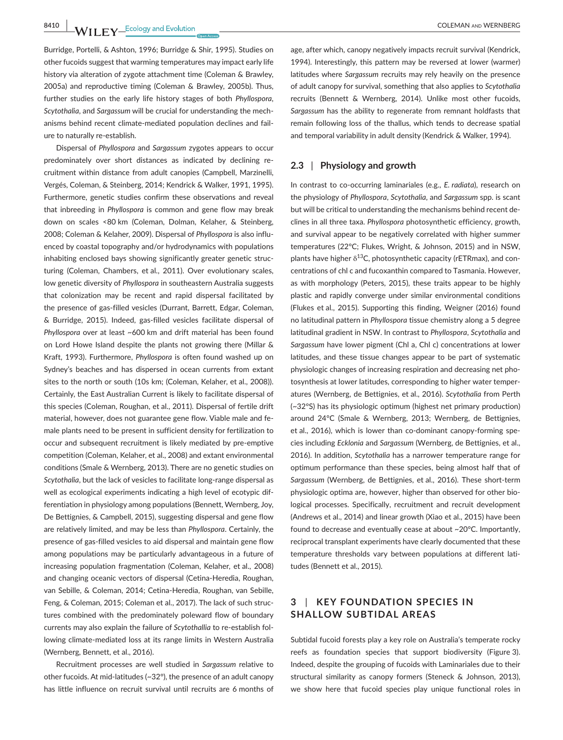Burridge, Portelli, & Ashton, 1996; Burridge & Shir, 1995). Studies on other fucoids suggest that warming temperatures may impact early life history via alteration of zygote attachment time (Coleman & Brawley, 2005a) and reproductive timing (Coleman & Brawley, 2005b). Thus, further studies on the early life history stages of *Phyllospora*, *Scytothalia*, and *Sargassum* will be crucial for understanding the mechanisms behind recent climate-mediated population declines and failure to naturally re-establish.

Dispersal of *Phyllospora* and *Sargassum* zygotes appears to occur predominately over short distances as indicated by declining recruitment within distance from adult canopies (Campbell, Marzinelli, Vergés, Coleman, & Steinberg, 2014; Kendrick & Walker, 1991, 1995). Furthermore, genetic studies confirm these observations and reveal that inbreeding in *Phyllospora* is common and gene flow may break down on scales <80 km (Coleman, Dolman, Kelaher, & Steinberg, 2008; Coleman & Kelaher, 2009). Dispersal of *Phyllospora* is also influenced by coastal topography and/or hydrodynamics with populations inhabiting enclosed bays showing significantly greater genetic structuring (Coleman, Chambers, et al., 2011). Over evolutionary scales, low genetic diversity of *Phyllospora* in southeastern Australia suggests that colonization may be recent and rapid dispersal facilitated by the presence of gas-filled vesicles (Durrant, Barrett, Edgar, Coleman, & Burridge, 2015). Indeed, gas-filled vesicles facilitate dispersal of *Phyllospora* over at least ~600 km and drift material has been found on Lord Howe Island despite the plants not growing there (Millar & Kraft, 1993). Furthermore, *Phyllospora* is often found washed up on Sydney's beaches and has dispersed in ocean currents from extant sites to the north or south (10s km; (Coleman, Kelaher, et al., 2008)). Certainly, the East Australian Current is likely to facilitate dispersal of this species (Coleman, Roughan, et al., 2011). Dispersal of fertile drift material, however, does not guarantee gene flow. Viable male and female plants need to be present in sufficient density for fertilization to occur and subsequent recruitment is likely mediated by pre-emptive competition (Coleman, Kelaher, et al., 2008) and extant environmental conditions (Smale & Wernberg, 2013). There are no genetic studies on *Scytothalia*, but the lack of vesicles to facilitate long-range dispersal as well as ecological experiments indicating a high level of ecotypic differentiation in physiology among populations (Bennett, Wernberg, Joy, De Bettignies, & Campbell, 2015), suggesting dispersal and gene flow are relatively limited, and may be less than *Phyllospora*. Certainly, the presence of gas-filled vesicles to aid dispersal and maintain gene flow among populations may be particularly advantageous in a future of increasing population fragmentation (Coleman, Kelaher, et al., 2008) and changing oceanic vectors of dispersal (Cetina-Heredia, Roughan, van Sebille, & Coleman, 2014; Cetina-Heredia, Roughan, van Sebille, Feng, & Coleman, 2015; Coleman et al., 2017). The lack of such structures combined with the predominately poleward flow of boundary currents may also explain the failure of *Scytothallia* to re-establish following climate-mediated loss at its range limits in Western Australia (Wernberg, Bennett, et al., 2016).

Recruitment processes are well studied in *Sargassum* relative to other fucoids. At mid-latitudes (~32°), the presence of an adult canopy has little influence on recruit survival until recruits are 6 months of age, after which, canopy negatively impacts recruit survival (Kendrick, 1994). Interestingly, this pattern may be reversed at lower (warmer) latitudes where *Sargassum* recruits may rely heavily on the presence of adult canopy for survival, something that also applies to *Scytothalia* recruits (Bennett & Wernberg, 2014). Unlike most other fucoids, *Sargassum* has the ability to regenerate from remnant holdfasts that remain following loss of the thallus, which tends to decrease spatial and temporal variability in adult density (Kendrick & Walker, 1994).

### 2.3 | Physiology and growth

In contrast to co-occurring laminariales (e.g., *E. radiata*), research on the physiology of *Phyllospora*, *Scytothalia*, and *Sargassum* spp. is scant but will be critical to understanding the mechanisms behind recent declines in all three taxa. *Phyllospora* photosynthetic efficiency, growth, and survival appear to be negatively correlated with higher summer temperatures (22°C; Flukes, Wright, & Johnson, 2015) and in NSW, plants have higher $\delta^{13}$C, photosynthetic capacity (rETRmax), and concentrations of chl c and fucoxanthin compared to Tasmania. However, as with morphology (Peters, 2015), these traits appear to be highly plastic and rapidly converge under similar environmental conditions (Flukes et al., 2015). Supporting this finding, Weigner (2016) found no latitudinal pattern in *Phyllospora* tissue chemistry along a 5 degree latitudinal gradient in NSW. In contrast to *Phyllospora*, *Scytothalia* and *Sargassum* have lower pigment (Chl a, Chl c) concentrations at lower latitudes, and these tissue changes appear to be part of systematic physiologic changes of increasing respiration and decreasing net photosynthesis at lower latitudes, corresponding to higher water temperatures (Wernberg, de Bettignies, et al., 2016). *Scytothalia* from Perth (~32°S) has its physiologic optimum (highest net primary production) around 24°C (Smale & Wernberg, 2013; Wernberg, de Bettignies, et al., 2016), which is lower than co-dominant canopy-forming species including *Ecklonia* and *Sargassum* (Wernberg, de Bettignies, et al., 2016). In addition, *Scytothalia* has a narrower temperature range for optimum performance than these species, being almost half that of *Sargassum* (Wernberg, de Bettignies, et al., 2016). These short-term physiologic optima are, however, higher than observed for other biological processes. Specifically, recruitment and recruit development (Andrews et al., 2014) and linear growth (Xiao et al., 2015) have been found to decrease and eventually cease at about ~20°C. Importantly, reciprocal transplant experiments have clearly documented that these temperature thresholds vary between populations at different latitudes (Bennett et al., 2015).

## 3 | KEY FOUNDATION SPECIES IN SHALLOW SUBTIDAL AREAS

Subtidal fucoid forests play a key role on Australia's temperate rocky reefs as foundation species that support biodiversity (Figure 3). Indeed, despite the grouping of fucoids with Laminariales due to their structural similarity as canopy formers (Steneck & Johnson, 2013), we show here that fucoid species play unique functional roles in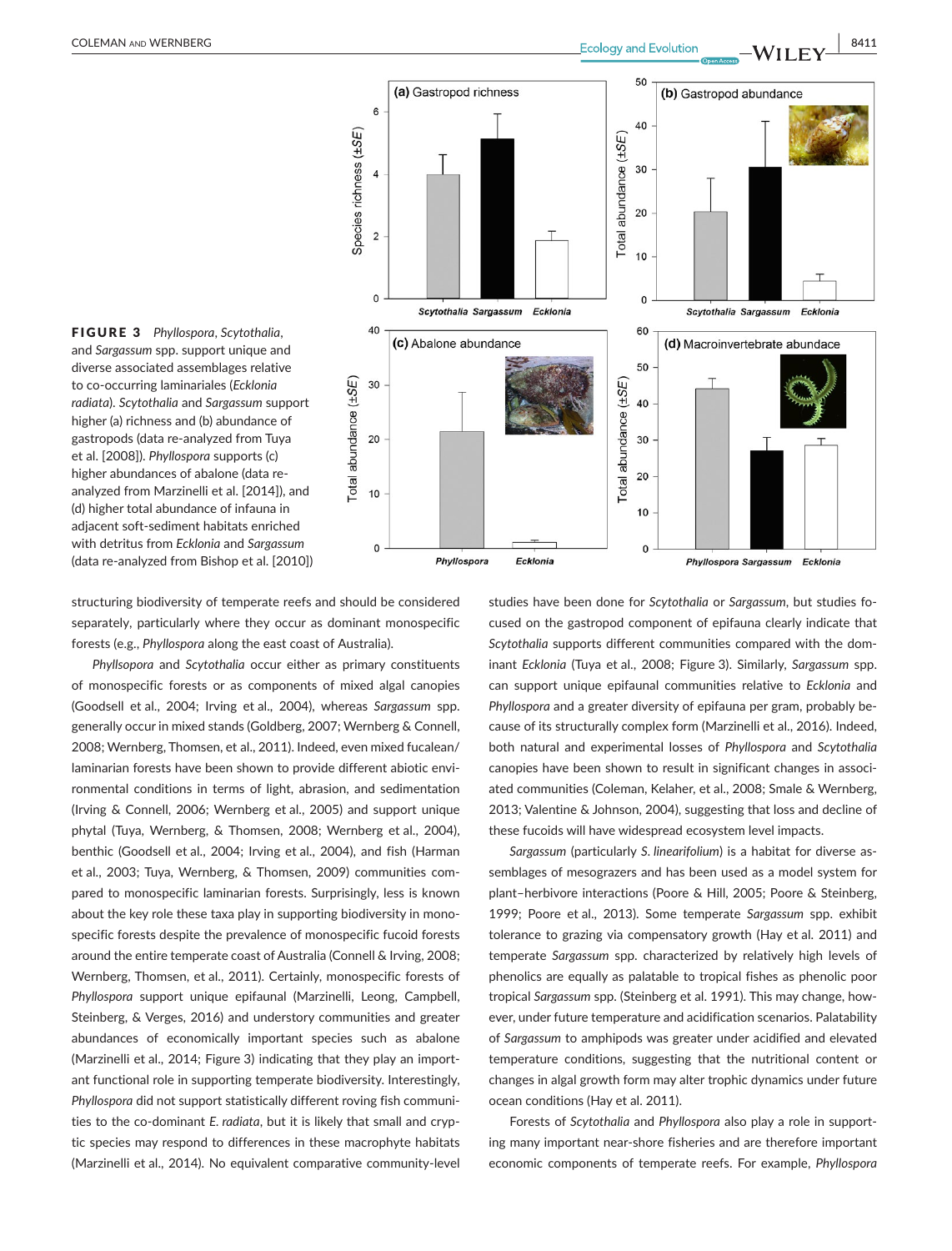**FIGURE 3** *Phyllospora*, *Scytothalia*, and *Sargassum* spp. support unique and diverse associated assemblages relative to co-occurring laminariales (*Ecklonia radiata*). *Scytothalia* and *Sargassum* support higher (a) richness and (b) abundance of gastropods (data re-analyzed from Tuya et al. [2008]). *Phyllospora* supports (c) higher abundances of abalone (data re-analyzed from Marzinelli et al. [2014]), and (d) higher total abundance of infauna in adjacent soft-sediment habitats enriched with detritus from *Ecklonia* and *Sargassum* (data re-analyzed from Bishop et al. [2010])

structuring biodiversity of temperate reefs and should be considered separately, particularly where they occur as dominant monospecific forests (e.g., *Phyllospora* along the east coast of Australia).

*Phyllsopora* and *Scytothalia* occur either as primary constituents of monospecific forests or as components of mixed algal canopies (Goodsell et al., 2004; Irving et al., 2004), whereas *Sargassum* spp. generally occur in mixed stands (Goldberg, 2007; Wernberg & Connell, 2008; Wernberg, Thomsen, et al., 2011). Indeed, even mixed fucalean/laminarian forests have been shown to provide different abiotic environmental conditions in terms of light, abrasion, and sedimentation (Irving & Connell, 2006; Wernberg et al., 2005) and support unique phytal (Tuya, Wernberg, & Thomsen, 2008; Wernberg et al., 2004), benthic (Goodsell et al., 2004; Irving et al., 2004), and fish (Harman et al., 2003; Tuya, Wernberg, & Thomsen, 2009) communities compared to monospecific laminarian forests. Surprisingly, less is known about the key role these taxa play in supporting biodiversity in monospecific forests despite the prevalence of monospecific fucoid forests around the entire temperate coast of Australia (Connell & Irving, 2008; Wernberg, Thomsen, et al., 2011). Certainly, monospecific forests of *Phyllospora* support unique epifaunal (Marzinelli, Leong, Campbell, Steinberg, & Verges, 2016) and understory communities and greater abundances of economically important species such as abalone (Marzinelli et al., 2014; Figure 3) indicating that they play an important functional role in supporting temperate biodiversity. Interestingly, *Phyllospora* did not support statistically different roving fish communities to the co-dominant *E. radiata*, but it is likely that small and cryptic species may respond to differences in these macrophyte habitats (Marzinelli et al., 2014). No equivalent comparative community-level studies have been done for *Scytothalia* or *Sargassum*, but studies focused on the gastropod component of epifauna clearly indicate that *Scytothalia* supports different communities compared with the dominant *Ecklonia* (Tuya et al., 2008; Figure 3). Similarly, *Sargassum* spp. can support unique epifaunal communities relative to *Ecklonia* and *Phyllospora* and a greater diversity of epifauna per gram, probably because of its structurally complex form (Marzinelli et al., 2016). Indeed, both natural and experimental losses of *Phyllospora* and *Scytothalia* canopies have been shown to result in significant changes in associated communities (Coleman, Kelaher, et al., 2008; Smale & Wernberg, 2013; Valentine & Johnson, 2004), suggesting that loss and decline of these fucoids will have widespread ecosystem level impacts.

*Sargassum* (particularly *S. linearifolium*) is a habitat for diverse assemblages of mesograzers and has been used as a model system for plant–herbivore interactions (Poore & Hill, 2005; Poore & Steinberg, 1999; Poore et al., 2013). Some temperate *Sargassum* spp. exhibit tolerance to grazing via compensatory growth (Hay et al. 2011) and temperate *Sargassum* spp. characterized by relatively high levels of phenolics are equally as palatable to tropical fishes as phenolic poor tropical *Sargassum* spp. (Steinberg et al. 1991). This may change, however, under future temperature and acidification scenarios. Palatability of *Sargassum* to amphipods was greater under acidified and elevated temperature conditions, suggesting that the nutritional content or changes in algal growth form may alter trophic dynamics under future ocean conditions (Hay et al. 2011).

Forests of *Scytothalia* and *Phyllospora* also play a role in supporting many important near-shore fisheries and are therefore important economic components of temperate reefs. For example, *Phyllospora*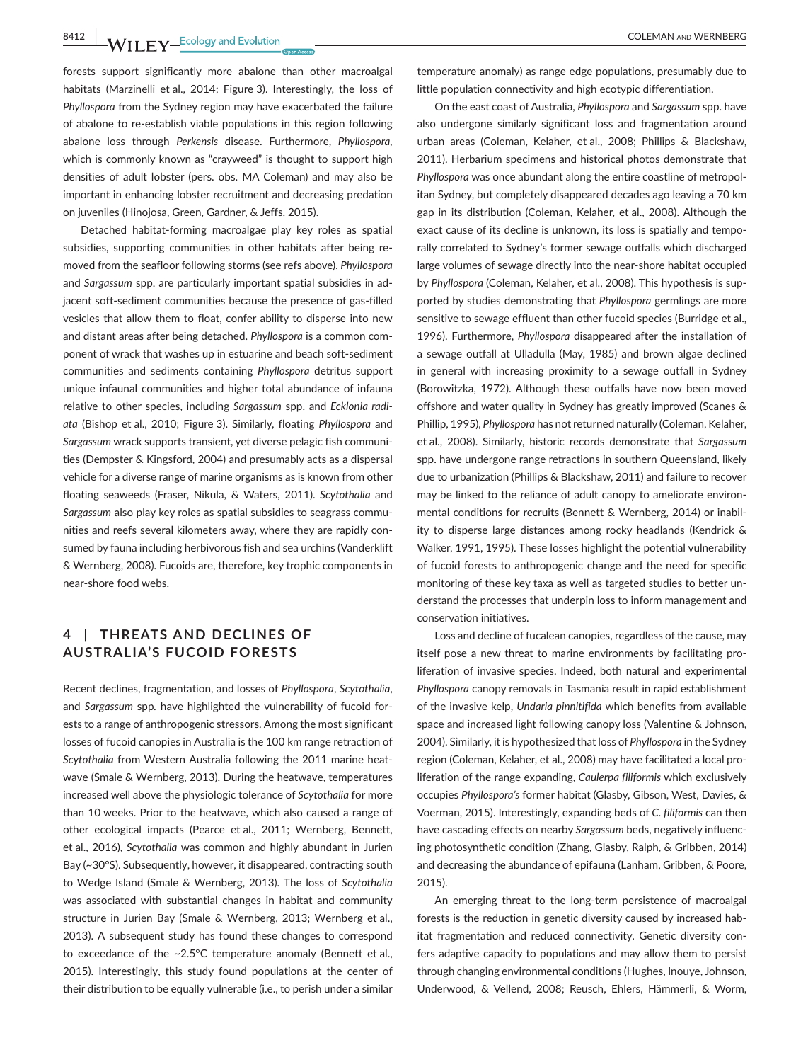forests support significantly more abalone than other macroalgal habitats (Marzinelli et al., 2014; Figure 3). Interestingly, the loss of *Phyllospora* from the Sydney region may have exacerbated the failure of abalone to re-establish viable populations in this region following abalone loss through *Perkensis* disease. Furthermore, *Phyllospora*, which is commonly known as "crayweed" is thought to support high densities of adult lobster (pers. obs. MA Coleman) and may also be important in enhancing lobster recruitment and decreasing predation on juveniles (Hinojosa, Green, Gardner, & Jeffs, 2015).

Detached habitat-forming macroalgae play key roles as spatial subsidies, supporting communities in other habitats after being removed from the seafloor following storms (see refs above). *Phyllospora* and *Sargassum* spp. are particularly important spatial subsidies in adjacent soft-sediment communities because the presence of gas-filled vesicles that allow them to float, confer ability to disperse into new and distant areas after being detached. *Phyllospora* is a common component of wrack that washes up in estuarine and beach soft-sediment communities and sediments containing *Phyllospora* detritus support unique infaunal communities and higher total abundance of infauna relative to other species, including *Sargassum* spp. and *Ecklonia radiata* (Bishop et al., 2010; Figure 3). Similarly, floating *Phyllospora* and *Sargassum* wrack supports transient, yet diverse pelagic fish communities (Dempster & Kingsford, 2004) and presumably acts as a dispersal vehicle for a diverse range of marine organisms as is known from other floating seaweeds (Fraser, Nikula, & Waters, 2011). *Scytothalia* and *Sargassum* also play key roles as spatial subsidies to seagrass communities and reefs several kilometers away, where they are rapidly consumed by fauna including herbivorous fish and sea urchins (Vanderklift & Wernberg, 2008). Fucoids are, therefore, key trophic components in near-shore food webs.

## 4 | THREATS AND DECLINES OF AUSTRALIA'S FUCOID FORESTS

Recent declines, fragmentation, and losses of *Phyllospora*, *Scytothalia*, and *Sargassum* spp. have highlighted the vulnerability of fucoid forests to a range of anthropogenic stressors. Among the most significant losses of fucoid canopies in Australia is the 100 km range retraction of *Scytothalia* from Western Australia following the 2011 marine heatwave (Smale & Wernberg, 2013). During the heatwave, temperatures increased well above the physiologic tolerance of *Scytothalia* for more than 10 weeks. Prior to the heatwave, which also caused a range of other ecological impacts (Pearce et al., 2011; Wernberg, Bennett, et al., 2016), *Scytothalia* was common and highly abundant in Jurien Bay (~30°S). Subsequently, however, it disappeared, contracting south to Wedge Island (Smale & Wernberg, 2013). The loss of *Scytothalia* was associated with substantial changes in habitat and community structure in Jurien Bay (Smale & Wernberg, 2013; Wernberg et al., 2013). A subsequent study has found these changes to correspond to exceedance of the ~2.5°C temperature anomaly (Bennett et al., 2015). Interestingly, this study found populations at the center of their distribution to be equally vulnerable (i.e., to perish under a similar temperature anomaly) as range edge populations, presumably due to little population connectivity and high ecotypic differentiation.

On the east coast of Australia, *Phyllospora* and *Sargassum* spp. have also undergone similarly significant loss and fragmentation around urban areas (Coleman, Kelaher, et al., 2008; Phillips & Blackshaw, 2011). Herbarium specimens and historical photos demonstrate that *Phyllospora* was once abundant along the entire coastline of metropolitan Sydney, but completely disappeared decades ago leaving a 70 km gap in its distribution (Coleman, Kelaher, et al., 2008). Although the exact cause of its decline is unknown, its loss is spatially and temporally correlated to Sydney's former sewage outfalls which discharged large volumes of sewage directly into the near-shore habitat occupied by *Phyllospora* (Coleman, Kelaher, et al., 2008). This hypothesis is supported by studies demonstrating that *Phyllospora* germlings are more sensitive to sewage effluent than other fucoid species (Burridge et al., 1996). Furthermore, *Phyllospora* disappeared after the installation of a sewage outfall at Ulladulla (May, 1985) and brown algae declined in general with increasing proximity to a sewage outfall in Sydney (Borowitzka, 1972). Although these outfalls have now been moved offshore and water quality in Sydney has greatly improved (Scanes & Phillip, 1995), *Phyllospora* has not returned naturally (Coleman, Kelaher, et al., 2008). Similarly, historic records demonstrate that *Sargassum* spp. have undergone range retractions in southern Queensland, likely due to urbanization (Phillips & Blackshaw, 2011) and failure to recover may be linked to the reliance of adult canopy to ameliorate environmental conditions for recruits (Bennett & Wernberg, 2014) or inability to disperse large distances among rocky headlands (Kendrick & Walker, 1991, 1995). These losses highlight the potential vulnerability of fucoid forests to anthropogenic change and the need for specific monitoring of these key taxa as well as targeted studies to better understand the processes that underpin loss to inform management and conservation initiatives.

Loss and decline of fucalean canopies, regardless of the cause, may itself pose a new threat to marine environments by facilitating proliferation of invasive species. Indeed, both natural and experimental *Phyllospora* canopy removals in Tasmania result in rapid establishment of the invasive kelp, *Undaria pinnitifida* which benefits from available space and increased light following canopy loss (Valentine & Johnson, 2004). Similarly, it is hypothesized that loss of *Phyllospora* in the Sydney region (Coleman, Kelaher, et al., 2008) may have facilitated a local proliferation of the range expanding, *Caulerpa filiformis* which exclusively occupies *Phyllospora's* former habitat (Glasby, Gibson, West, Davies, & Voerman, 2015). Interestingly, expanding beds of *C. filiformis* can then have cascading effects on nearby *Sargassum* beds, negatively influencing photosynthetic condition (Zhang, Glasby, Ralph, & Gribben, 2014) and decreasing the abundance of epifauna (Lanham, Gribben, & Poore, 2015).

An emerging threat to the long-term persistence of macroalgal forests is the reduction in genetic diversity caused by increased habitat fragmentation and reduced connectivity. Genetic diversity confers adaptive capacity to populations and may allow them to persist through changing environmental conditions (Hughes, Inouye, Johnson, Underwood, & Vellend, 2008; Reusch, Ehlers, Hämmerli, & Worm,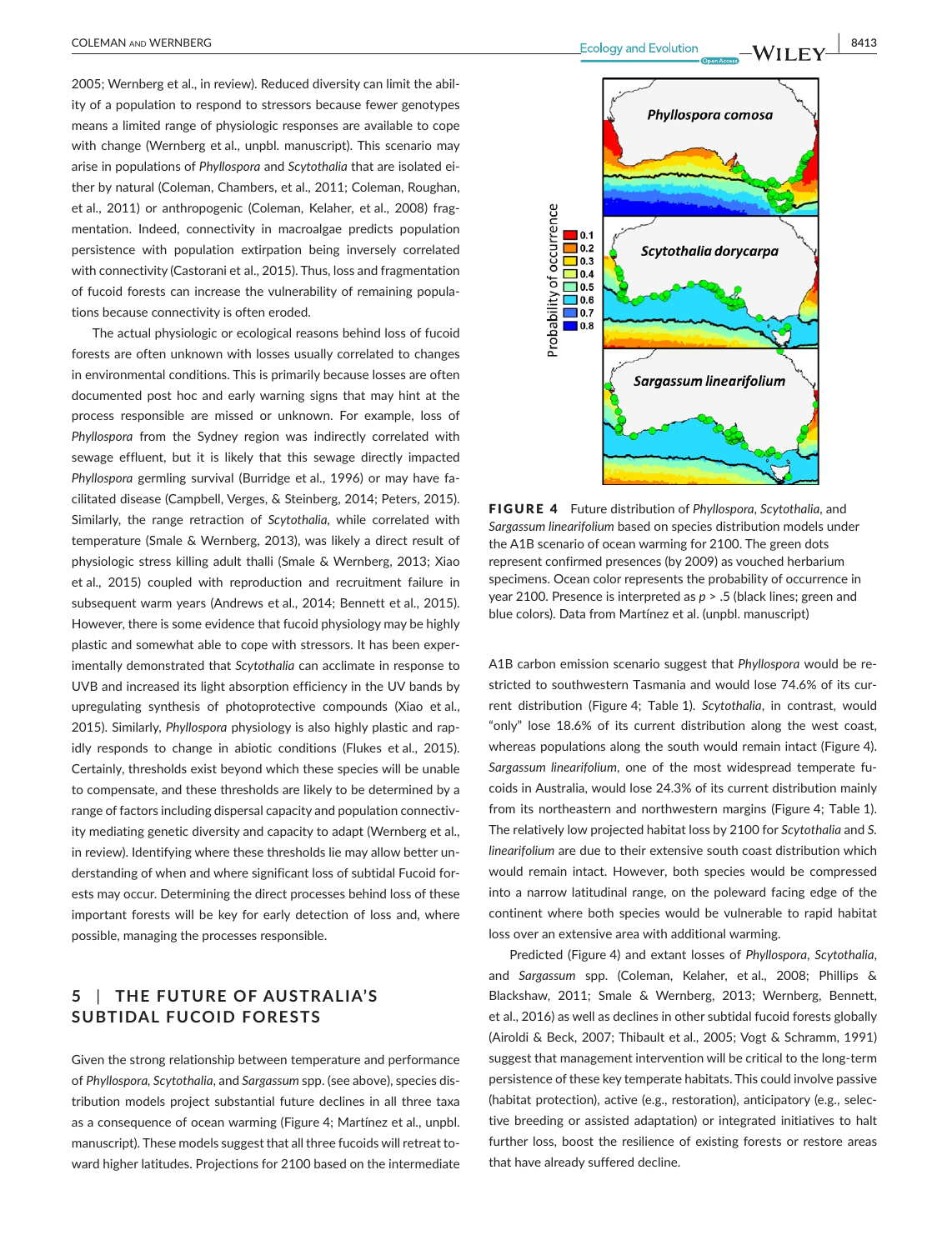2005; Wernberg et al., in review). Reduced diversity can limit the ability of a population to respond to stressors because fewer genotypes means a limited range of physiologic responses are available to cope with change (Wernberg et al., unpbl. manuscript). This scenario may arise in populations of *Phyllospora* and *Scytothalia* that are isolated either by natural (Coleman, Chambers, et al., 2011; Coleman, Roughan, et al., 2011) or anthropogenic (Coleman, Kelaher, et al., 2008) fragmentation. Indeed, connectivity in macroalgae predicts population persistence with population extirpation being inversely correlated with connectivity (Castorani et al., 2015). Thus, loss and fragmentation of fucoid forests can increase the vulnerability of remaining populations because connectivity is often eroded.

The actual physiologic or ecological reasons behind loss of fucoid forests are often unknown with losses usually correlated to changes in environmental conditions. This is primarily because losses are often documented post hoc and early warning signs that may hint at the process responsible are missed or unknown. For example, loss of *Phyllospora* from the Sydney region was indirectly correlated with sewage effluent, but it is likely that this sewage directly impacted *Phyllospora* germling survival (Burridge et al., 1996) or may have facilitated disease (Campbell, Verges, & Steinberg, 2014; Peters, 2015). Similarly, the range retraction of *Scytothalia*, while correlated with temperature (Smale & Wernberg, 2013), was likely a direct result of physiologic stress killing adult thalli (Smale & Wernberg, 2013; Xiao et al., 2015) coupled with reproduction and recruitment failure in subsequent warm years (Andrews et al., 2014; Bennett et al., 2015). However, there is some evidence that fucoid physiology may be highly plastic and somewhat able to cope with stressors. It has been experimentally demonstrated that *Scytothalia* can acclimate in response to UVB and increased its light absorption efficiency in the UV bands by upregulating synthesis of photoprotective compounds (Xiao et al., 2015). Similarly, *Phyllospora* physiology is also highly plastic and rapidly responds to change in abiotic conditions (Flukes et al., 2015). Certainly, thresholds exist beyond which these species will be unable to compensate, and these thresholds are likely to be determined by a range of factors including dispersal capacity and population connectivity mediating genetic diversity and capacity to adapt (Wernberg et al., in review). Identifying where these thresholds lie may allow better understanding of when and where significant loss of subtidal Fucoid forests may occur. Determining the direct processes behind loss of these important forests will be key for early detection of loss and, where possible, managing the processes responsible.

## 5 | THE FUTURE OF AUSTRALIA'S SUBTIDAL FUCOID FORESTS

Given the strong relationship between temperature and performance of *Phyllospora*, *Scytothalia*, and *Sargassum* spp. (see above), species distribution models project substantial future declines in all three taxa as a consequence of ocean warming (Figure 4; Martínez et al., unpbl. manuscript). These models suggest that all three fucoids will retreat toward higher latitudes. Projections for 2100 based on the intermediate A1B carbon emission scenario suggest that *Phyllospora* would be restricted to southwestern Tasmania and would lose 74.6% of its current distribution (Figure 4; Table 1). *Scytothalia*, in contrast, would "only" lose 18.6% of its current distribution along the west coast, whereas populations along the south would remain intact (Figure 4). *Sargassum linearifolium*, one of the most widespread temperate fucoids in Australia, would lose 24.3% of its current distribution mainly from its northeastern and northwestern margins (Figure 4; Table 1). The relatively low projected habitat loss by 2100 for *Scytothalia* and *S. linearifolium* are due to their extensive south coast distribution which would remain intact. However, both species would be compressed into a narrow latitudinal range, on the poleward facing edge of the continent where both species would be vulnerable to rapid habitat loss over an extensive area with additional warming.

**FIGURE 4** Future distribution of *Phyllospora*, *Scytothalia*, and *Sargassum linearifolium* based on species distribution models under the A1B scenario of ocean warming for 2100. The green dots represent confirmed presences (by 2009) as vouched herbarium specimens. Ocean color represents the probability of occurrence in year 2100. Presence is interpreted as $p > .5$ (black lines; green and blue colors). Data from Martínez et al. (unpbl. manuscript)

Predicted (Figure 4) and extant losses of *Phyllospora*, *Scytothalia*, and *Sargassum* spp. (Coleman, Kelaher, et al., 2008; Phillips & Blackshaw, 2011; Smale & Wernberg, 2013; Wernberg, Bennett, et al., 2016) as well as declines in other subtidal fucoid forests globally (Airoldi & Beck, 2007; Thibault et al., 2005; Vogt & Schramm, 1991) suggest that management intervention will be critical to the long-term persistence of these key temperate habitats. This could involve passive (habitat protection), active (e.g., restoration), anticipatory (e.g., selective breeding or assisted adaptation) or integrated initiatives to halt further loss, boost the resilience of existing forests or restore areas that have already suffered decline.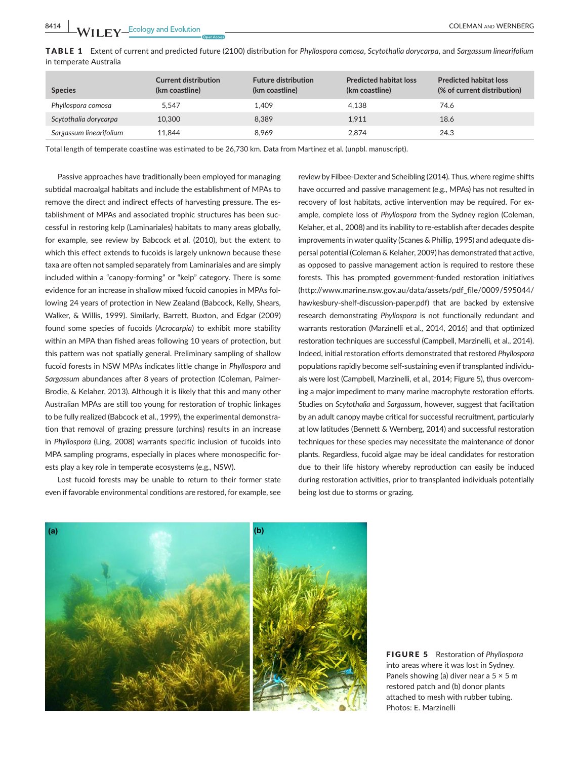**TABLE 1** Extent of current and predicted future (2100) distribution for *Phyllospora comosa*, *Scytothalia dorycarpa*, and *Sargassum linearifolium* in temperate Australia

| Species | Current distribution (km coastline) | Future distribution (km coastline) | Predicted habitat loss (km coastline) | Predicted habitat loss (% of current distribution) |
|---|---|---|---|---|
| *Phyllospora comosa* | 5,547 | 1,409 | 4,138 | 74.6 |
| *Scytothalia dorycarpa* | 10,300 | 8,389 | 1,911 | 18.6 |
| *Sargassum linearifolium* | 11,844 | 8,969 | 2,874 | 24.3 |

Total length of temperate coastline was estimated to be 26,730 km. Data from Martínez et al. (unpbl. manuscript).

Passive approaches have traditionally been employed for managing subtidal macroalgal habitats and include the establishment of MPAs to remove the direct and indirect effects of harvesting pressure. The establishment of MPAs and associated trophic structures has been successful in restoring kelp (Laminariales) habitats to many areas globally, for example, see review by Babcock et al. (2010), but the extent to which this effect extends to fucoids is largely unknown because these taxa are often not sampled separately from Laminariales and are simply included within a "canopy-forming" or "kelp" category. There is some evidence for an increase in shallow mixed fucoid canopies in MPAs following 24 years of protection in New Zealand (Babcock, Kelly, Shears, Walker, & Willis, 1999). Similarly, Barrett, Buxton, and Edgar (2009) found some species of fucoids (*Acrocarpia*) to exhibit more stability within an MPA than fished areas following 10 years of protection, but this pattern was not spatially general. Preliminary sampling of shallow fucoid forests in NSW MPAs indicates little change in *Phyllospora* and *Sargassum* abundances after 8 years of protection (Coleman, Palmer-Brodie, & Kelaher, 2013). Although it is likely that this and many other Australian MPAs are still too young for restoration of trophic linkages to be fully realized (Babcock et al., 1999), the experimental demonstration that removal of grazing pressure (urchins) results in an increase in *Phyllospora* (Ling, 2008) warrants specific inclusion of fucoids into MPA sampling programs, especially in places where monospecific forests play a key role in temperate ecosystems (e.g., NSW).

Lost fucoid forests may be unable to return to their former state even if favorable environmental conditions are restored, for example, see review by Filbee-Dexter and Scheibling (2014). Thus, where regime shifts have occurred and passive management (e.g., MPAs) has not resulted in recovery of lost habitats, active intervention may be required. For example, complete loss of *Phyllospora* from the Sydney region (Coleman, Kelaher, et al., 2008) and its inability to re-establish after decades despite improvements in water quality (Scanes & Phillip, 1995) and adequate dispersal potential (Coleman & Kelaher, 2009) has demonstrated that active, as opposed to passive management action is required to restore these forests. This has prompted government-funded restoration initiatives (http://www.marine.nsw.gov.au/data/assets/pdf_file/0009/595044/hawkesbury-shelf-discussion-paper.pdf) that are backed by extensive research demonstrating *Phyllospora* is not functionally redundant and warrants restoration (Marzinelli et al., 2014, 2016) and that optimized restoration techniques are successful (Campbell, Marzinelli, et al., 2014). Indeed, initial restoration efforts demonstrated that restored *Phyllospora* populations rapidly become self-sustaining even if transplanted individuals were lost (Campbell, Marzinelli, et al., 2014; Figure 5), thus overcoming a major impediment to many marine macrophyte restoration efforts. Studies on *Scytothalia* and *Sargassum*, however, suggest that facilitation by an adult canopy maybe critical for successful recruitment, particularly at low latitudes (Bennett & Wernberg, 2014) and successful restoration techniques for these species may necessitate the maintenance of donor plants. Regardless, fucoid algae may be ideal candidates for restoration due to their life history whereby reproduction can easily be induced during restoration activities, prior to transplanted individuals potentially being lost due to storms or grazing.

**FIGURE 5** Restoration of *Phyllospora* into areas where it was lost in Sydney. Panels showing (a) diver near a 5 × 5 m restored patch and (b) donor plants attached to mesh with rubber tubing. Photos: E. Marzinelli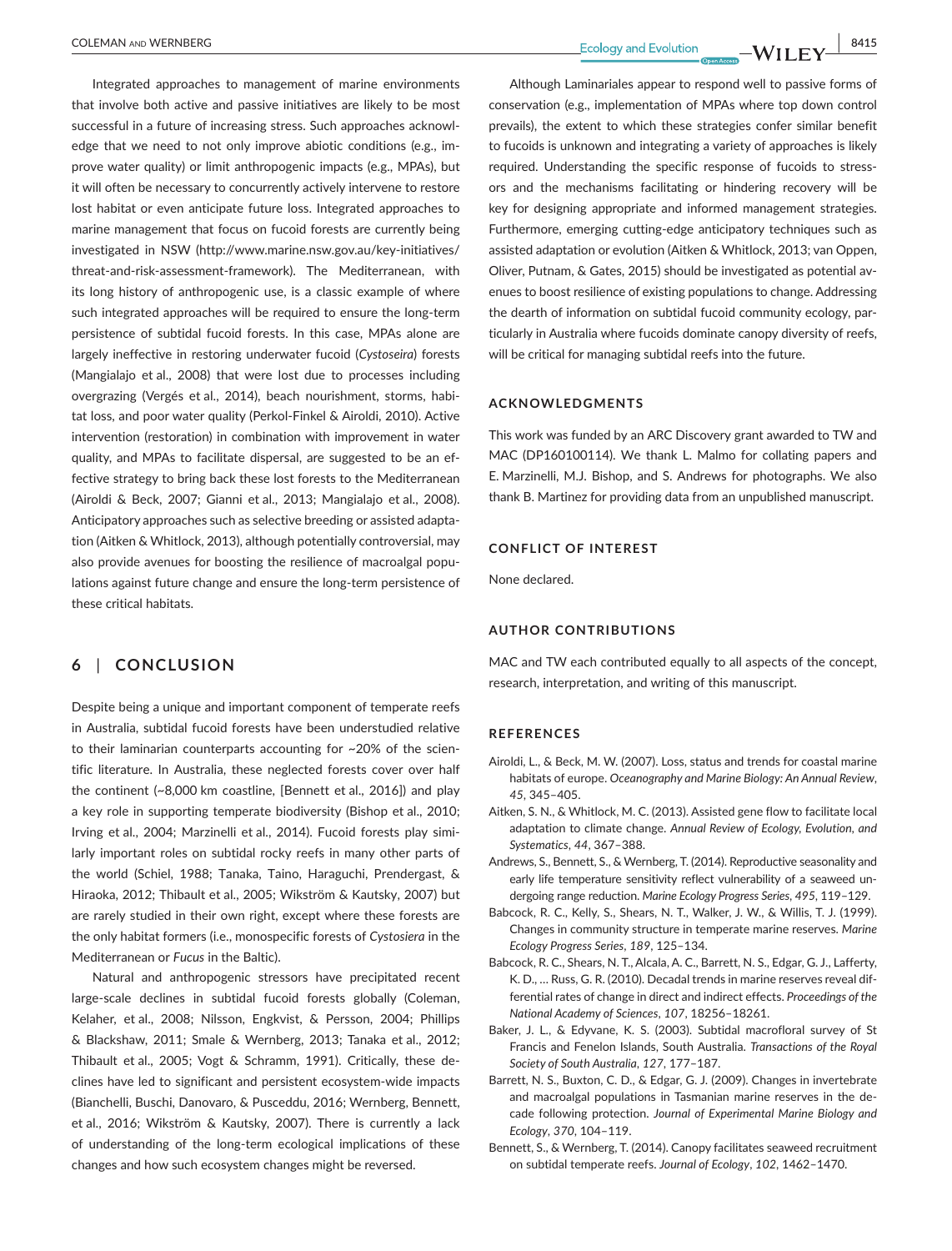Integrated approaches to management of marine environments that involve both active and passive initiatives are likely to be most successful in a future of increasing stress. Such approaches acknowledge that we need to not only improve abiotic conditions (e.g., improve water quality) or limit anthropogenic impacts (e.g., MPAs), but it will often be necessary to concurrently actively intervene to restore lost habitat or even anticipate future loss. Integrated approaches to marine management that focus on fucoid forests are currently being investigated in NSW (http://www.marine.nsw.gov.au/key-initiatives/threat-and-risk-assessment-framework). The Mediterranean, with its long history of anthropogenic use, is a classic example of where such integrated approaches will be required to ensure the long-term persistence of subtidal fucoid forests. In this case, MPAs alone are largely ineffective in restoring underwater fucoid (*Cystoseira*) forests (Mangialajo et al., 2008) that were lost due to processes including overgrazing (Vergés et al., 2014), beach nourishment, storms, habitat loss, and poor water quality (Perkol-Finkel & Airoldi, 2010). Active intervention (restoration) in combination with improvement in water quality, and MPAs to facilitate dispersal, are suggested to be an effective strategy to bring back these lost forests to the Mediterranean (Airoldi & Beck, 2007; Gianni et al., 2013; Mangialajo et al., 2008). Anticipatory approaches such as selective breeding or assisted adaptation (Aitken & Whitlock, 2013), although potentially controversial, may also provide avenues for boosting the resilience of macroalgal populations against future change and ensure the long-term persistence of these critical habitats.

## 6 | CONCLUSION

Despite being a unique and important component of temperate reefs in Australia, subtidal fucoid forests have been understudied relative to their laminarian counterparts accounting for ~20% of the scientific literature. In Australia, these neglected forests cover over half the continent (~8,000 km coastline, [Bennett et al., 2016]) and play a key role in supporting temperate biodiversity (Bishop et al., 2010; Irving et al., 2004; Marzinelli et al., 2014). Fucoid forests play similarly important roles on subtidal rocky reefs in many other parts of the world (Schiel, 1988; Tanaka, Taino, Haraguchi, Prendergast, & Hiraoka, 2012; Thibault et al., 2005; Wikström & Kautsky, 2007) but are rarely studied in their own right, except where these forests are the only habitat formers (i.e., monospecific forests of *Cystosiera* in the Mediterranean or *Fucus* in the Baltic).

Natural and anthropogenic stressors have precipitated recent large-scale declines in subtidal fucoid forests globally (Coleman, Kelaher, et al., 2008; Nilsson, Engkvist, & Persson, 2004; Phillips & Blackshaw, 2011; Smale & Wernberg, 2013; Tanaka et al., 2012; Thibault et al., 2005; Vogt & Schramm, 1991). Critically, these declines have led to significant and persistent ecosystem-wide impacts (Bianchelli, Buschi, Danovaro, & Pusceddu, 2016; Wernberg, Bennett, et al., 2016; Wikström & Kautsky, 2007). There is currently a lack of understanding of the long-term ecological implications of these changes and how such ecosystem changes might be reversed.

Although Laminariales appear to respond well to passive forms of conservation (e.g., implementation of MPAs where top down control prevails), the extent to which these strategies confer similar benefit to fucoids is unknown and integrating a variety of approaches is likely required. Understanding the specific response of fucoids to stressors and the mechanisms facilitating or hindering recovery will be key for designing appropriate and informed management strategies. Furthermore, emerging cutting-edge anticipatory techniques such as assisted adaptation or evolution (Aitken & Whitlock, 2013; van Oppen, Oliver, Putnam, & Gates, 2015) should be investigated as potential avenues to boost resilience of existing populations to change. Addressing the dearth of information on subtidal fucoid community ecology, particularly in Australia where fucoids dominate canopy diversity of reefs, will be critical for managing subtidal reefs into the future.

## ACKNOWLEDGMENTS

This work was funded by an ARC Discovery grant awarded to TW and MAC (DP160100114). We thank L. Malmo for collating papers and E. Marzinelli, M.J. Bishop, and S. Andrews for photographs. We also thank B. Martinez for providing data from an unpublished manuscript.

## CONFLICT OF INTEREST

None declared.

## AUTHOR CONTRIBUTIONS

MAC and TW each contributed equally to all aspects of the concept, research, interpretation, and writing of this manuscript.

## REFERENCES

Airoldi, L., & Beck, M. W. (2007). Loss, status and trends for coastal marine habitats of europe. *Oceanography and Marine Biology: An Annual Review*, *45*, 345–405.

Aitken, S. N., & Whitlock, M. C. (2013). Assisted gene flow to facilitate local adaptation to climate change. *Annual Review of Ecology, Evolution, and Systematics*, *44*, 367–388.

Andrews, S., Bennett, S., & Wernberg, T. (2014). Reproductive seasonality and early life temperature sensitivity reflect vulnerability of a seaweed undergoing range reduction. *Marine Ecology Progress Series*, *495*, 119–129.

Babcock, R. C., Kelly, S., Shears, N. T., Walker, J. W., & Willis, T. J. (1999). Changes in community structure in temperate marine reserves. *Marine Ecology Progress Series*, *189*, 125–134.

Babcock, R. C., Shears, N. T., Alcala, A. C., Barrett, N. S., Edgar, G. J., Lafferty, K. D., … Russ, G. R. (2010). Decadal trends in marine reserves reveal differential rates of change in direct and indirect effects. *Proceedings of the National Academy of Sciences*, *107*, 18256–18261.

Baker, J. L., & Edyvane, K. S. (2003). Subtidal macrofloral survey of St Francis and Fenelon Islands, South Australia. *Transactions of the Royal Society of South Australia*, *127*, 177–187.

Barrett, N. S., Buxton, C. D., & Edgar, G. J. (2009). Changes in invertebrate and macroalgal populations in Tasmanian marine reserves in the decade following protection. *Journal of Experimental Marine Biology and Ecology*, *370*, 104–119.

Bennett, S., & Wernberg, T. (2014). Canopy facilitates seaweed recruitment on subtidal temperate reefs. *Journal of Ecology*, *102*, 1462–1470.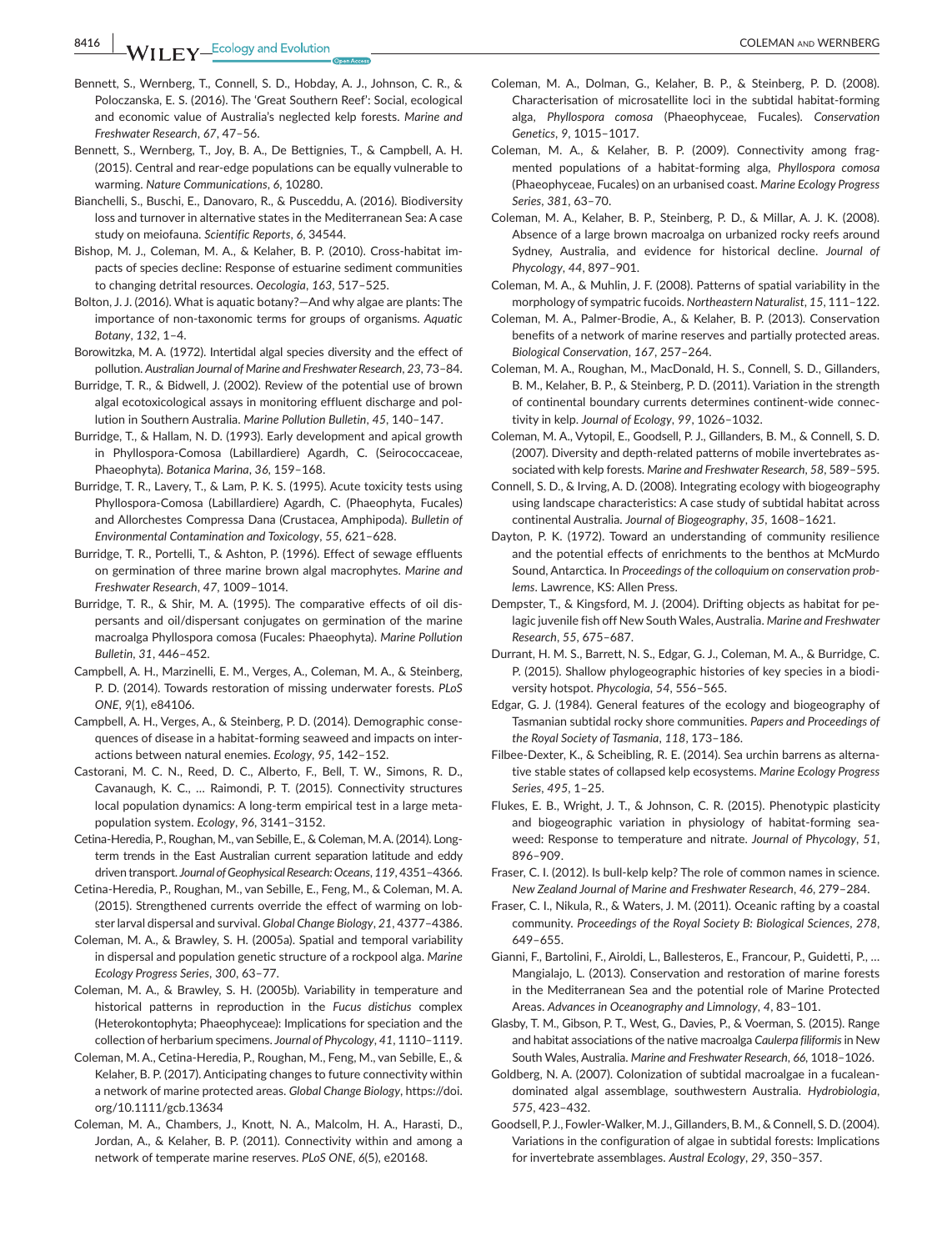Bennett, S., Wernberg, T., Connell, S. D., Hobday, A. J., Johnson, C. R., & Poloczanska, E. S. (2016). The 'Great Southern Reef': Social, ecological and economic value of Australia's neglected kelp forests. *Marine and Freshwater Research*, *67*, 47–56.

Bennett, S., Wernberg, T., Joy, B. A., De Bettignies, T., & Campbell, A. H. (2015). Central and rear-edge populations can be equally vulnerable to warming. *Nature Communications*, *6*, 10280.

Bianchelli, S., Buschi, E., Danovaro, R., & Pusceddu, A. (2016). Biodiversity loss and turnover in alternative states in the Mediterranean Sea: A case study on meiofauna. *Scientific Reports*, *6*, 34544.

Bishop, M. J., Coleman, M. A., & Kelaher, B. P. (2010). Cross-habitat impacts of species decline: Response of estuarine sediment communities to changing detrital resources. *Oecologia*, *163*, 517–525.

Bolton, J. J. (2016). What is aquatic botany?—And why algae are plants: The importance of non-taxonomic terms for groups of organisms. *Aquatic Botany*, *132*, 1–4.

Borowitzka, M. A. (1972). Intertidal algal species diversity and the effect of pollution. *Australian Journal of Marine and Freshwater Research*, *23*, 73–84.

Burridge, T. R., & Bidwell, J. (2002). Review of the potential use of brown algal ecotoxicological assays in monitoring effluent discharge and pollution in Southern Australia. *Marine Pollution Bulletin*, *45*, 140–147.

Burridge, T., & Hallam, N. D. (1993). Early development and apical growth in Phyllospora-Comosa (Labillardiere) Agardh, C. (Seirococcaceae, Phaeophyta). *Botanica Marina*, *36*, 159–168.

Burridge, T. R., Lavery, T., & Lam, P. K. S. (1995). Acute toxicity tests using Phyllospora-Comosa (Labillardiere) Agardh, C. (Phaeophyta, Fucales) and Allorchestes Compressa Dana (Crustacea, Amphipoda). *Bulletin of Environmental Contamination and Toxicology*, *55*, 621–628.

Burridge, T. R., Portelli, T., & Ashton, P. (1996). Effect of sewage effluents on germination of three marine brown algal macrophytes. *Marine and Freshwater Research*, *47*, 1009–1014.

Burridge, T. R., & Shir, M. A. (1995). The comparative effects of oil dispersants and oil/dispersant conjugates on germination of the marine macroalga Phyllospora comosa (Fucales: Phaeophyta). *Marine Pollution Bulletin*, *31*, 446–452.

Campbell, A. H., Marzinelli, E. M., Verges, A., Coleman, M. A., & Steinberg, P. D. (2014). Towards restoration of missing underwater forests. *PLoS ONE*, *9*(1), e84106.

Campbell, A. H., Verges, A., & Steinberg, P. D. (2014). Demographic consequences of disease in a habitat-forming seaweed and impacts on interactions between natural enemies. *Ecology*, *95*, 142–152.

Castorani, M. C. N., Reed, D. C., Alberto, F., Bell, T. W., Simons, R. D., Cavanaugh, K. C., … Raimondi, P. T. (2015). Connectivity structures local population dynamics: A long-term empirical test in a large metapopulation system. *Ecology*, *96*, 3141–3152.

Cetina-Heredia, P., Roughan, M., van Sebille, E., & Coleman, M. A. (2014). Long-term trends in the East Australian current separation latitude and eddy driven transport. *Journal of Geophysical Research: Oceans*, *119*, 4351–4366.

Cetina-Heredia, P., Roughan, M., van Sebille, E., Feng, M., & Coleman, M. A. (2015). Strengthened currents override the effect of warming on lobster larval dispersal and survival. *Global Change Biology*, *21*, 4377–4386.

Coleman, M. A., & Brawley, S. H. (2005a). Spatial and temporal variability in dispersal and population genetic structure of a rockpool alga. *Marine Ecology Progress Series*, *300*, 63–77.

Coleman, M. A., & Brawley, S. H. (2005b). Variability in temperature and historical patterns in reproduction in the *Fucus distichus* complex (Heterokontophyta; Phaeophyceae): Implications for speciation and the collection of herbarium specimens. *Journal of Phycology*, *41*, 1110–1119.

Coleman, M. A., Cetina-Heredia, P., Roughan, M., Feng, M., van Sebille, E., & Kelaher, B. P. (2017). Anticipating changes to future connectivity within a network of marine protected areas. *Global Change Biology*, https://doi.org/10.1111/gcb.13634

Coleman, M. A., Chambers, J., Knott, N. A., Malcolm, H. A., Harasti, D., Jordan, A., & Kelaher, B. P. (2011). Connectivity within and among a network of temperate marine reserves. *PLoS ONE*, *6*(5), e20168.

Coleman, M. A., Dolman, G., Kelaher, B. P., & Steinberg, P. D. (2008). Characterisation of microsatellite loci in the subtidal habitat-forming alga, *Phyllospora comosa* (Phaeophyceae, Fucales). *Conservation Genetics*, *9*, 1015–1017.

Coleman, M. A., & Kelaher, B. P. (2009). Connectivity among fragmented populations of a habitat-forming alga, *Phyllospora comosa* (Phaeophyceae, Fucales) on an urbanised coast. *Marine Ecology Progress Series*, *381*, 63–70.

Coleman, M. A., Kelaher, B. P., Steinberg, P. D., & Millar, A. J. K. (2008). Absence of a large brown macroalga on urbanized rocky reefs around Sydney, Australia, and evidence for historical decline. *Journal of Phycology*, *44*, 897–901.

Coleman, M. A., & Muhlin, J. F. (2008). Patterns of spatial variability in the morphology of sympatric fucoids. *Northeastern Naturalist*, *15*, 111–122.

Coleman, M. A., Palmer-Brodie, A., & Kelaher, B. P. (2013). Conservation benefits of a network of marine reserves and partially protected areas. *Biological Conservation*, *167*, 257–264.

Coleman, M. A., Roughan, M., MacDonald, H. S., Connell, S. D., Gillanders, B. M., Kelaher, B. P., & Steinberg, P. D. (2011). Variation in the strength of continental boundary currents determines continent-wide connectivity in kelp. *Journal of Ecology*, *99*, 1026–1032.

Coleman, M. A., Vytopil, E., Goodsell, P. J., Gillanders, B. M., & Connell, S. D. (2007). Diversity and depth-related patterns of mobile invertebrates associated with kelp forests. *Marine and Freshwater Research*, *58*, 589–595.

Connell, S. D., & Irving, A. D. (2008). Integrating ecology with biogeography using landscape characteristics: A case study of subtidal habitat across continental Australia. *Journal of Biogeography*, *35*, 1608–1621.

Dayton, P. K. (1972). Toward an understanding of community resilience and the potential effects of enrichments to the benthos at McMurdo Sound, Antarctica. In *Proceedings of the colloquium on conservation problems*. Lawrence, KS: Allen Press.

Dempster, T., & Kingsford, M. J. (2004). Drifting objects as habitat for pelagic juvenile fish off New South Wales, Australia. *Marine and Freshwater Research*, *55*, 675–687.

Durrant, H. M. S., Barrett, N. S., Edgar, G. J., Coleman, M. A., & Burridge, C. P. (2015). Shallow phylogeographic histories of key species in a biodiversity hotspot. *Phycologia*, *54*, 556–565.

Edgar, G. J. (1984). General features of the ecology and biogeography of Tasmanian subtidal rocky shore communities. *Papers and Proceedings of the Royal Society of Tasmania*, *118*, 173–186.

Filbee-Dexter, K., & Scheibling, R. E. (2014). Sea urchin barrens as alternative stable states of collapsed kelp ecosystems. *Marine Ecology Progress Series*, *495*, 1–25.

Flukes, E. B., Wright, J. T., & Johnson, C. R. (2015). Phenotypic plasticity and biogeographic variation in physiology of habitat-forming seaweed: Response to temperature and nitrate. *Journal of Phycology*, *51*, 896–909.

Fraser, C. I. (2012). Is bull-kelp kelp? The role of common names in science. *New Zealand Journal of Marine and Freshwater Research*, *46*, 279–284.

Fraser, C. I., Nikula, R., & Waters, J. M. (2011). Oceanic rafting by a coastal community. *Proceedings of the Royal Society B: Biological Sciences*, *278*, 649–655.

Gianni, F., Bartolini, F., Airoldi, L., Ballesteros, E., Francour, P., Guidetti, P., … Mangialajo, L. (2013). Conservation and restoration of marine forests in the Mediterranean Sea and the potential role of Marine Protected Areas. *Advances in Oceanography and Limnology*, *4*, 83–101.

Glasby, T. M., Gibson, P. T., West, G., Davies, P., & Voerman, S. (2015). Range and habitat associations of the native macroalga *Caulerpa filiformis* in New South Wales, Australia. *Marine and Freshwater Research*, *66*, 1018–1026.

Goldberg, N. A. (2007). Colonization of subtidal macroalgae in a fucalean-dominated algal assemblage, southwestern Australia. *Hydrobiologia*, *575*, 423–432.

Goodsell, P. J., Fowler-Walker, M. J., Gillanders, B. M., & Connell, S. D. (2004). Variations in the configuration of algae in subtidal forests: Implications for invertebrate assemblages. *Austral Ecology*, *29*, 350–357.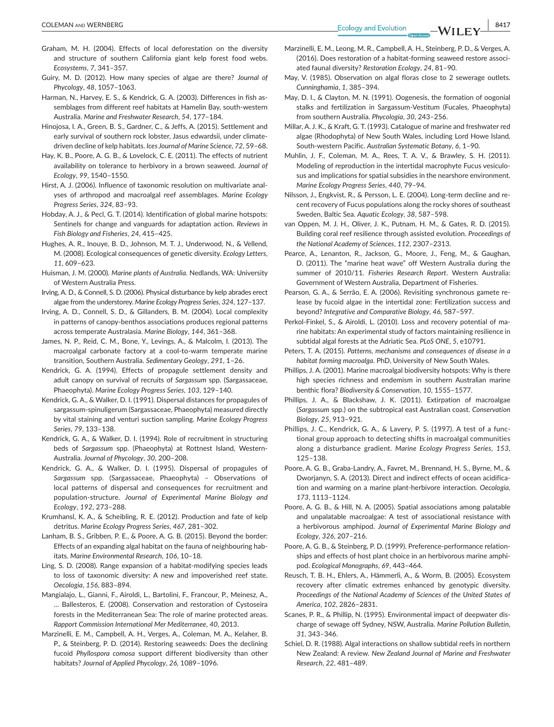Graham, M. H. (2004). Effects of local deforestation on the diversity and structure of southern California giant kelp forest food webs. *Ecosystems*, *7*, 341–357.

Guiry, M. D. (2012). How many species of algae are there? *Journal of Phycology*, *48*, 1057–1063.

Harman, N., Harvey, E. S., & Kendrick, G. A. (2003). Differences in fish assemblages from different reef habitats at Hamelin Bay, south-western Australia. *Marine and Freshwater Research*, *54*, 177–184.

Hinojosa, I. A., Green, B. S., Gardner, C., & Jeffs, A. (2015). Settlement and early survival of southern rock lobster, Jasus edwardsii, under climate-driven decline of kelp habitats. *Ices Journal of Marine Science*, *72*, 59–68.

Hay, K. B., Poore, A. G. B., & Lovelock, C. E. (2011). The effects of nutrient availability on tolerance to herbivory in a brown seaweed. *Journal of Ecology*, *99*, 1540–1550.

Hirst, A. J. (2006). Influence of taxonomic resolution on multivariate analyses of arthropod and macroalgal reef assemblages. *Marine Ecology Progress Series*, *324*, 83–93.

Hobday, A. J., & Pecl, G. T. (2014). Identification of global marine hotspots: Sentinels for change and vanguards for adaptation action. *Reviews in Fish Biology and Fisheries*, *24*, 415–425.

Hughes, A. R., Inouye, B. D., Johnson, M. T. J., Underwood, N., & Vellend, M. (2008). Ecological consequences of genetic diversity. *Ecology Letters*, *11*, 609–623.

Huisman, J. M. (2000). *Marine plants of Australia*. Nedlands, WA: University of Western Australia Press.

Irving, A. D., & Connell, S. D. (2006). Physical disturbance by kelp abrades erect algae from the understorey. *Marine Ecology Progress Series*, *324*, 127–137.

Irving, A. D., Connell, S. D., & Gillanders, B. M. (2004). Local complexity in patterns of canopy-benthos associations produces regional patterns across temperate Australasia. *Marine Biology*, *144*, 361–368.

James, N. P., Reid, C. M., Bone, Y., Levings, A., & Malcolm, I. (2013). The macroalgal carbonate factory at a cool-to-warm temperate marine transition, Southern Australia. *Sedimentary Geology*, *291*, 1–26.

Kendrick, G. A. (1994). Effects of propagule settlement density and adult canopy on survival of recruits of *Sargassum* spp. (Sargassaceae, Phaeophyta). *Marine Ecology Progress Series*, *103*, 129–140.

Kendrick, G. A., & Walker, D. I. (1991). Dispersal distances for propagules of sargassum-spinuligerum (Sargassaceae, Phaeophyta) measured directly by vital staining and venturi suction sampling. *Marine Ecology Progress Series*, *79*, 133–138.

Kendrick, G. A., & Walker, D. I. (1994). Role of recruitment in structuring beds of *Sargassum* spp. (Phaeophyta) at Rottnest Island, Western-Australia. *Journal of Phycology*, *30*, 200–208.

Kendrick, G. A., & Walker, D. I. (1995). Dispersal of propagules of *Sargassum* spp. (Sargassaceae, Phaeophyta) – Observations of local patterns of dispersal and consequences for recruitment and population-structure. *Journal of Experimental Marine Biology and Ecology*, *192*, 273–288.

Krumhansl, K. A., & Scheibling, R. E. (2012). Production and fate of kelp detritus. *Marine Ecology Progress Series*, *467*, 281–302.

Lanham, B. S., Gribben, P. E., & Poore, A. G. B. (2015). Beyond the border: Effects of an expanding algal habitat on the fauna of neighbouring habitats. *Marine Environmental Research*, *106*, 10–18.

Ling, S. D. (2008). Range expansion of a habitat-modifying species leads to loss of taxonomic diversity: A new and impoverished reef state. *Oecologia*, *156*, 883–894.

Mangialajo, L., Gianni, F., Airoldi, L., Bartolini, F., Francour, P., Meinesz, A., … Ballesteros, E. (2008). Conservation and restoration of Cystoseira forests in the Mediterranean Sea: The role of marine protected areas. *Rapport Commission International Mer Mediterranee*, *40*, 2013.

Marzinelli, E. M., Campbell, A. H., Verges, A., Coleman, M. A., Kelaher, B. P., & Steinberg, P. D. (2014). Restoring seaweeds: Does the declining fucoid *Phyllospora comosa* support different biodiversity than other habitats? *Journal of Applied Phycology*, *26*, 1089–1096.

Marzinelli, E. M., Leong, M. R., Campbell, A. H., Steinberg, P. D., & Verges, A. (2016). Does restoration of a habitat-forming seaweed restore associated faunal diversity? *Restoration Ecology*, *24*, 81–90.

May, V. (1985). Observation on algal floras close to 2 sewerage outlets. *Cunninghamia*, *1*, 385–394.

May, D. I., & Clayton, M. N. (1991). Oogenesis, the formation of oogonial stalks and fertilization in Sargassum-Vestitum (Fucales, Phaeophyta) from southern Australia. *Phycologia*, *30*, 243–256.

Millar, A. J. K., & Kraft, G. T. (1993). Catalogue of marine and freshwater red algae (Rhodophyta) of New South Wales, including Lord Howe Island, South-western Pacific. *Australian Systematic Botany*, *6*, 1–90.

Muhlin, J. F., Coleman, M. A., Rees, T. A. V., & Brawley, S. H. (2011). Modeling of reproduction in the intertidal macrophyte Fucus vesiculosus and implications for spatial subsidies in the nearshore environment. *Marine Ecology Progress Series*, *440*, 79–94.

Nilsson, J., Engkvist, R., & Persson, L. E. (2004). Long-term decline and recent recovery of Fucus populations along the rocky shores of southeast Sweden, Baltic Sea. *Aquatic Ecology*, *38*, 587–598.

van Oppen, M. J. H., Oliver, J. K., Putnam, H. M., & Gates, R. D. (2015). Building coral reef resilience through assisted evolution. *Proceedings of the National Academy of Sciences*, *112*, 2307–2313.

Pearce, A., Lenanton, R., Jackson, G., Moore, J., Feng, M., & Gaughan, D. (2011). The "marine heat wave" off Western Australia during the summer of 2010/11. *Fisheries Research Report*. Western Australia: Government of Western Australia, Department of Fisheries.

Pearson, G. A., & Serrão, E. A. (2006). Revisiting synchronous gamete release by fucoid algae in the intertidal zone: Fertilization success and beyond? *Integrative and Comparative Biology*, *46*, 587–597.

Perkol-Finkel, S., & Airoldi, L. (2010). Loss and recovery potential of marine habitats: An experimental study of factors maintaining resilience in subtidal algal forests at the Adriatic Sea. *PLoS ONE*, *5*, e10791.

Peters, T. A. (2015). *Patterns, mechanisms and consequences of disease in a habitat forming macroalga*. PhD, University of New South Wales.

Phillips, J. A. (2001). Marine macroalgal biodiversity hotspots: Why is there high species richness and endemism in southern Australian marine benthic flora? *Biodiversity & Conservation*, *10*, 1555–1577.

Phillips, J. A., & Blackshaw, J. K. (2011). Extirpation of macroalgae (*Sargassum* spp.) on the subtropical east Australian coast. *Conservation Biology*, *25*, 913–921.

Phillips, J. C., Kendrick, G. A., & Lavery, P. S. (1997). A test of a functional group approach to detecting shifts in macroalgal communities along a disturbance gradient. *Marine Ecology Progress Series*, *153*, 125–138.

Poore, A. G. B., Graba-Landry, A., Favret, M., Brennand, H. S., Byrne, M., & Dworjanyn, S. A. (2013). Direct and indirect effects of ocean acidification and warming on a marine plant-herbivore interaction. *Oecologia*, *173*, 1113–1124.

Poore, A. G. B., & Hill, N. A. (2005). Spatial associations among palatable and unpalatable macroalgae: A test of associational resistance with a herbivorous amphipod. *Journal of Experimental Marine Biology and Ecology*, *326*, 207–216.

Poore, A. G. B., & Steinberg, P. D. (1999). Preference-performance relationships and effects of host plant choice in an herbivorous marine amphipod. *Ecological Monographs*, *69*, 443–464.

Reusch, T. B. H., Ehlers, A., Hämmerli, A., & Worm, B. (2005). Ecosystem recovery after climatic extremes enhanced by genotypic diversity. *Proceedings of the National Academy of Sciences of the United States of America*, *102*, 2826–2831.

Scanes, P. R., & Phillip, N. (1995). Environmental impact of deepwater discharge of sewage off Sydney, NSW, Australia. *Marine Pollution Bulletin*, *31*, 343–346.

Schiel, D. R. (1988). Algal interactions on shallow subtidal reefs in northern New Zealand: A review. *New Zealand Journal of Marine and Freshwater Research*, *22*, 481–489.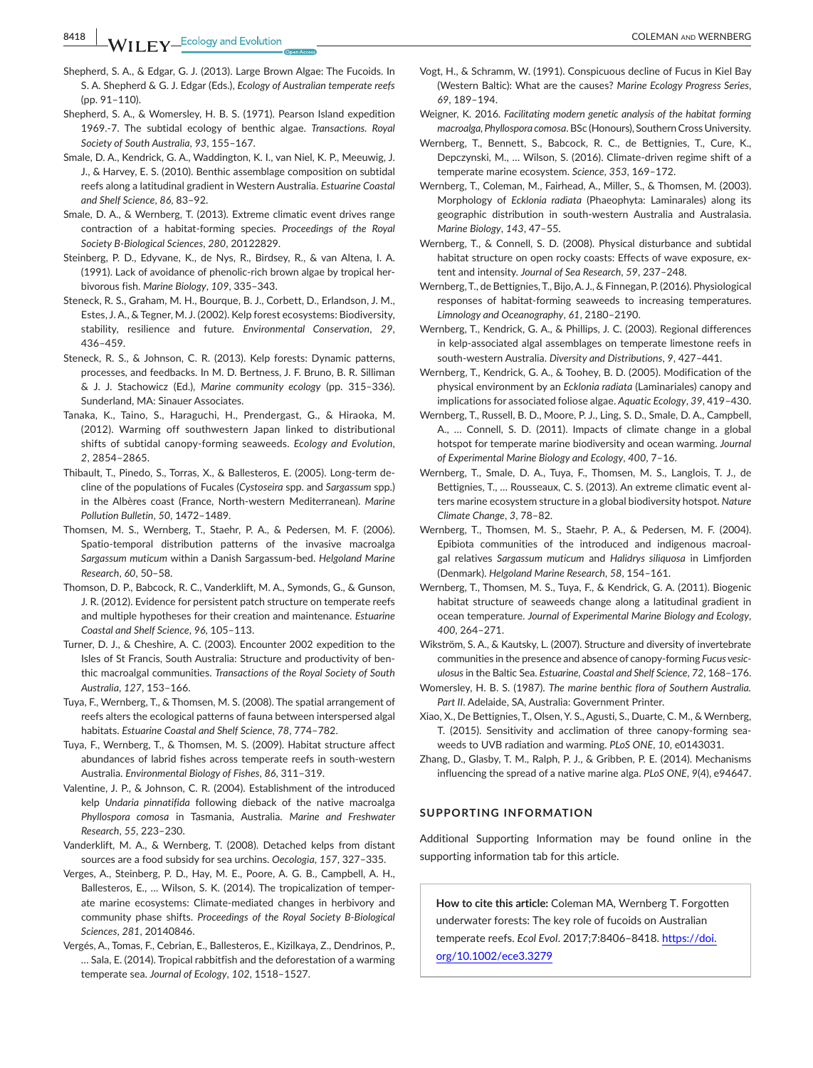Shepherd, S. A., & Edgar, G. J. (2013). Large Brown Algae: The Fucoids. In S. A. Shepherd & G. J. Edgar (Eds.), *Ecology of Australian temperate reefs* (pp. 91–110).

Shepherd, S. A., & Womersley, H. B. S. (1971). Pearson Island expedition 1969.-7. The subtidal ecology of benthic algae. *Transactions. Royal Society of South Australia*, *93*, 155–167.

Smale, D. A., Kendrick, G. A., Waddington, K. I., van Niel, K. P., Meeuwig, J. J., & Harvey, E. S. (2010). Benthic assemblage composition on subtidal reefs along a latitudinal gradient in Western Australia. *Estuarine Coastal and Shelf Science*, *86*, 83–92.

Smale, D. A., & Wernberg, T. (2013). Extreme climatic event drives range contraction of a habitat-forming species. *Proceedings of the Royal Society B-Biological Sciences*, *280*, 20122829.

Steinberg, P. D., Edyvane, K., de Nys, R., Birdsey, R., & van Altena, I. A. (1991). Lack of avoidance of phenolic-rich brown algae by tropical herbivorous fish. *Marine Biology*, *109*, 335–343.

Steneck, R. S., Graham, M. H., Bourque, B. J., Corbett, D., Erlandson, J. M., Estes, J. A., & Tegner, M. J. (2002). Kelp forest ecosystems: Biodiversity, stability, resilience and future. *Environmental Conservation*, *29*, 436–459.

Steneck, R. S., & Johnson, C. R. (2013). Kelp forests: Dynamic patterns, processes, and feedbacks. In M. D. Bertness, J. F. Bruno, B. R. Silliman & J. J. Stachowicz (Ed.), *Marine community ecology* (pp. 315–336). Sunderland, MA: Sinauer Associates.

Tanaka, K., Taino, S., Haraguchi, H., Prendergast, G., & Hiraoka, M. (2012). Warming off southwestern Japan linked to distributional shifts of subtidal canopy-forming seaweeds. *Ecology and Evolution*, *2*, 2854–2865.

Thibault, T., Pinedo, S., Torras, X., & Ballesteros, E. (2005). Long-term decline of the populations of Fucales (*Cystoseira* spp. and *Sargassum* spp.) in the Albères coast (France, North-western Mediterranean). *Marine Pollution Bulletin*, *50*, 1472–1489.

Thomsen, M. S., Wernberg, T., Staehr, P. A., & Pedersen, M. F. (2006). Spatio-temporal distribution patterns of the invasive macroalga *Sargassum muticum* within a Danish Sargassum-bed. *Helgoland Marine Research*, *60*, 50–58.

Thomson, D. P., Babcock, R. C., Vanderklift, M. A., Symonds, G., & Gunson, J. R. (2012). Evidence for persistent patch structure on temperate reefs and multiple hypotheses for their creation and maintenance. *Estuarine Coastal and Shelf Science*, *96*, 105–113.

Turner, D. J., & Cheshire, A. C. (2003). Encounter 2002 expedition to the Isles of St Francis, South Australia: Structure and productivity of benthic macroalgal communities. *Transactions of the Royal Society of South Australia*, *127*, 153–166.

Tuya, F., Wernberg, T., & Thomsen, M. S. (2008). The spatial arrangement of reefs alters the ecological patterns of fauna between interspersed algal habitats. *Estuarine Coastal and Shelf Science*, *78*, 774–782.

Tuya, F., Wernberg, T., & Thomsen, M. S. (2009). Habitat structure affect abundances of labrid fishes across temperate reefs in south-western Australia. *Environmental Biology of Fishes*, *86*, 311–319.

Valentine, J. P., & Johnson, C. R. (2004). Establishment of the introduced kelp *Undaria pinnatifida* following dieback of the native macroalga *Phyllospora comosa* in Tasmania, Australia. *Marine and Freshwater Research*, *55*, 223–230.

Vanderklift, M. A., & Wernberg, T. (2008). Detached kelps from distant sources are a food subsidy for sea urchins. *Oecologia*, *157*, 327–335.

Verges, A., Steinberg, P. D., Hay, M. E., Poore, A. G. B., Campbell, A. H., Ballesteros, E., … Wilson, S. K. (2014). The tropicalization of temperate marine ecosystems: Climate-mediated changes in herbivory and community phase shifts. *Proceedings of the Royal Society B-Biological Sciences*, *281*, 20140846.

Vergés, A., Tomas, F., Cebrian, E., Ballesteros, E., Kizilkaya, Z., Dendrinos, P., … Sala, E. (2014). Tropical rabbitfish and the deforestation of a warming temperate sea. *Journal of Ecology*, *102*, 1518–1527.

Vogt, H., & Schramm, W. (1991). Conspicuous decline of Fucus in Kiel Bay (Western Baltic): What are the causes? *Marine Ecology Progress Series*, *69*, 189–194.

Weigner, K. 2016. *Facilitating modern genetic analysis of the habitat forming macroalga, Phyllospora comosa*. BSc (Honours), Southern Cross University.

Wernberg, T., Bennett, S., Babcock, R. C., de Bettignies, T., Cure, K., Depczynski, M., … Wilson, S. (2016). Climate-driven regime shift of a temperate marine ecosystem. *Science*, *353*, 169–172.

Wernberg, T., Coleman, M., Fairhead, A., Miller, S., & Thomsen, M. (2003). Morphology of *Ecklonia radiata* (Phaeophyta: Laminarales) along its geographic distribution in south-western Australia and Australasia. *Marine Biology*, *143*, 47–55.

Wernberg, T., & Connell, S. D. (2008). Physical disturbance and subtidal habitat structure on open rocky coasts: Effects of wave exposure, extent and intensity. *Journal of Sea Research*, *59*, 237–248.

Wernberg, T., de Bettignies, T., Bijo, A. J., & Finnegan, P. (2016). Physiological responses of habitat-forming seaweeds to increasing temperatures. *Limnology and Oceanography*, *61*, 2180–2190.

Wernberg, T., Kendrick, G. A., & Phillips, J. C. (2003). Regional differences in kelp-associated algal assemblages on temperate limestone reefs in south-western Australia. *Diversity and Distributions*, *9*, 427–441.

Wernberg, T., Kendrick, G. A., & Toohey, B. D. (2005). Modification of the physical environment by an *Ecklonia radiata* (Laminariales) canopy and implications for associated foliose algae. *Aquatic Ecology*, *39*, 419–430.

Wernberg, T., Russell, B. D., Moore, P. J., Ling, S. D., Smale, D. A., Campbell, A., … Connell, S. D. (2011). Impacts of climate change in a global hotspot for temperate marine biodiversity and ocean warming. *Journal of Experimental Marine Biology and Ecology*, *400*, 7–16.

Wernberg, T., Smale, D. A., Tuya, F., Thomsen, M. S., Langlois, T. J., de Bettignies, T., … Rousseaux, C. S. (2013). An extreme climatic event alters marine ecosystem structure in a global biodiversity hotspot. *Nature Climate Change*, *3*, 78–82.

Wernberg, T., Thomsen, M. S., Staehr, P. A., & Pedersen, M. F. (2004). Epibiota communities of the introduced and indigenous macroalgal relatives *Sargassum muticum* and *Halidrys siliquosa* in Limfjorden (Denmark). *Helgoland Marine Research*, *58*, 154–161.

Wernberg, T., Thomsen, M. S., Tuya, F., & Kendrick, G. A. (2011). Biogenic habitat structure of seaweeds change along a latitudinal gradient in ocean temperature. *Journal of Experimental Marine Biology and Ecology*, *400*, 264–271.

Wikström, S. A., & Kautsky, L. (2007). Structure and diversity of invertebrate communities in the presence and absence of canopy-forming *Fucus vesiculosus* in the Baltic Sea. *Estuarine, Coastal and Shelf Science*, *72*, 168–176.

Womersley, H. B. S. (1987). *The marine benthic flora of Southern Australia. Part II*. Adelaide, SA, Australia: Government Printer.

Xiao, X., De Bettignies, T., Olsen, Y. S., Agusti, S., Duarte, C. M., & Wernberg, T. (2015). Sensitivity and acclimation of three canopy-forming seaweeds to UVB radiation and warming. *PLoS ONE*, *10*, e0143031.

Zhang, D., Glasby, T. M., Ralph, P. J., & Gribben, P. E. (2014). Mechanisms influencing the spread of a native marine alga. *PLoS ONE*, *9*(4), e94647.

## SUPPORTING INFORMATION

Additional Supporting Information may be found online in the supporting information tab for this article.

**How to cite this article:** Coleman MA, Wernberg T. Forgotten underwater forests: The key role of fucoids on Australian temperate reefs. *Ecol Evol*. 2017;7:8406–8418. https://doi.org/10.1002/ece3.3279